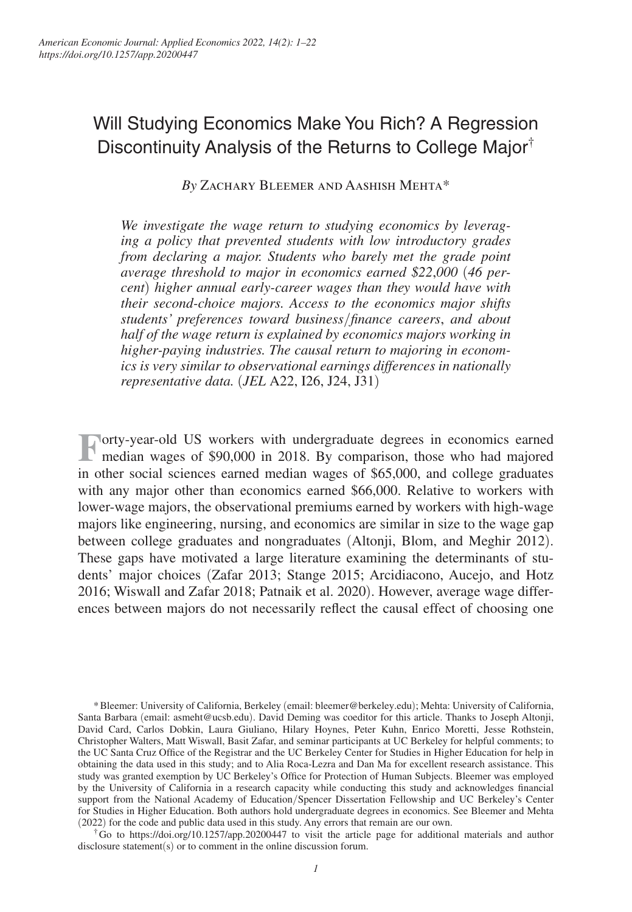# Will Studying Economics Make You Rich? A Regression Discontinuity Analysis of the Returns to College Major[†]

*By* Zachary Bleemer and Aashish Mehta*

*We investigate the wage return to studying economics by leveraging a policy that prevented students with low introductory grades from declaring a major. Students who barely met the grade point average threshold to major in economics earned $22,000 (46 percent) higher annual early-career wages than they would have with their second-choice majors. Access to the economics major shifts students' preferences toward business/finance careers, and about half of the wage return is explained by economics majors working in higher-paying industries. The causal return to majoring in economics is very similar to observational earnings differences in nationally representative data.* (*JEL* A22, I26, J24, J31)

Forty-year-old US workers with undergraduate degrees in economics earned median wages of $90,000 in 2018. By comparison, those who had majored in other social sciences earned median wages of $65,000, and college graduates with any major other than economics earned $66,000. Relative to workers with lower-wage majors, the observational premiums earned by workers with high-wage majors like engineering, nursing, and economics are similar in size to the wage gap between college graduates and nongraduates (Altonji, Blom, and Meghir 2012). These gaps have motivated a large literature examining the determinants of students' major choices (Zafar 2013; Stange 2015; Arcidiacono, Aucejo, and Hotz 2016; Wiswall and Zafar 2018; Patnaik et al. 2020). However, average wage differences between majors do not necessarily reflect the causal effect of choosing one

---

*Bleemer: University of California, Berkeley (email: bleemer@berkeley.edu); Mehta: University of California, Santa Barbara (email: asmeht@ucsb.edu). David Deming was coeditor for this article. Thanks to Joseph Altonji, David Card, Carlos Dobkin, Laura Giuliano, Hilary Hoynes, Peter Kuhn, Enrico Moretti, Jesse Rothstein, Christopher Walters, Matt Wiswall, Basit Zafar, and seminar participants at UC Berkeley for helpful comments; to the UC Santa Cruz Office of the Registrar and the UC Berkeley Center for Studies in Higher Education for help in obtaining the data used in this study; and to Alia Roca-Lezra and Dan Ma for excellent research assistance. This study was granted exemption by UC Berkeley's Office for Protection of Human Subjects. Bleemer was employed by the University of California in a research capacity while conducting this study and acknowledges financial support from the National Academy of Education/Spencer Dissertation Fellowship and UC Berkeley's Center for Studies in Higher Education. Both authors hold undergraduate degrees in economics. See Bleemer and Mehta (2022) for the code and public data used in this study. Any errors that remain are our own.

[†]Go to https://doi.org/10.1257/app.20200447 to visit the article page for additional materials and author disclosure statement(s) or to comment in the online discussion forum.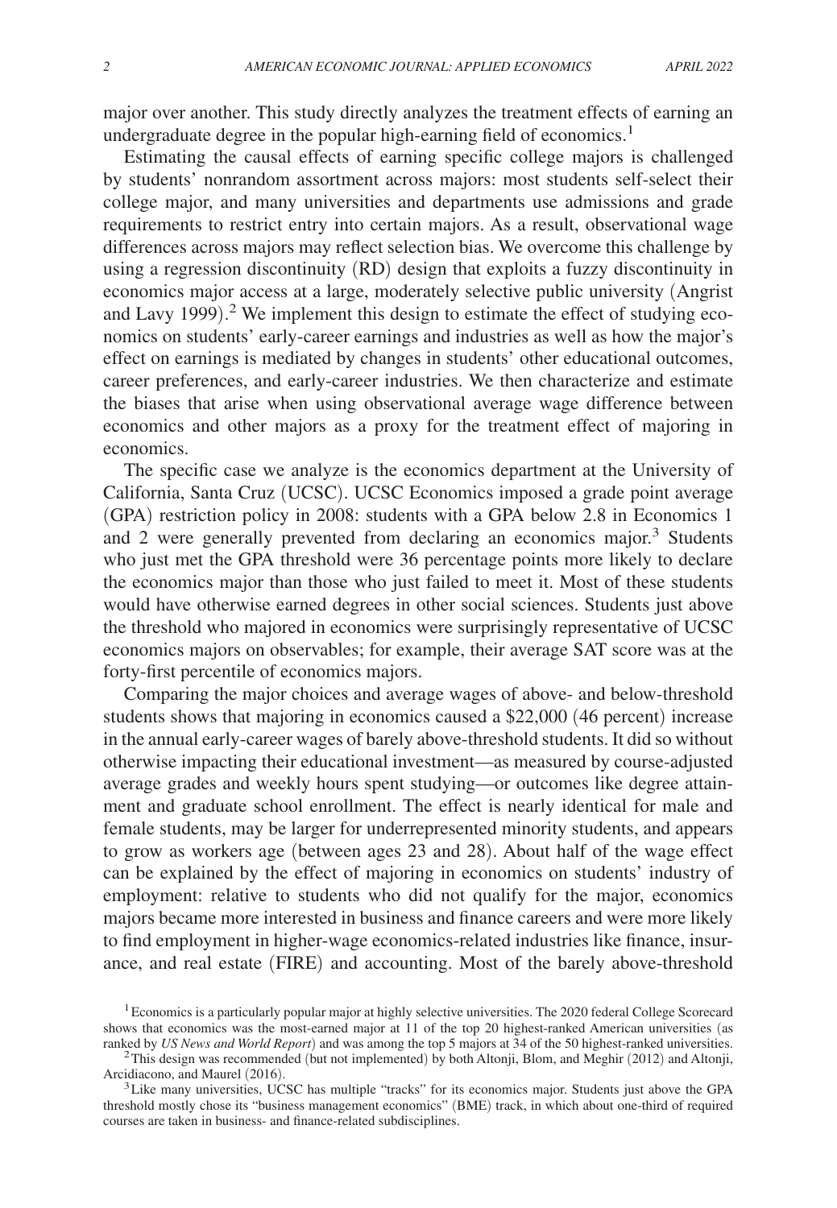major over another. This study directly analyzes the treatment effects of earning an undergraduate degree in the popular high-earning field of economics.[1]

Estimating the causal effects of earning specific college majors is challenged by students' nonrandom assortment across majors: most students self-select their college major, and many universities and departments use admissions and grade requirements to restrict entry into certain majors. As a result, observational wage differences across majors may reflect selection bias. We overcome this challenge by using a regression discontinuity (RD) design that exploits a fuzzy discontinuity in economics major access at a large, moderately selective public university (Angrist and Lavy 1999).[2] We implement this design to estimate the effect of studying economics on students' early-career earnings and industries as well as how the major's effect on earnings is mediated by changes in students' other educational outcomes, career preferences, and early-career industries. We then characterize and estimate the biases that arise when using observational average wage difference between economics and other majors as a proxy for the treatment effect of majoring in economics.

The specific case we analyze is the economics department at the University of California, Santa Cruz (UCSC). UCSC Economics imposed a grade point average (GPA) restriction policy in 2008: students with a GPA below 2.8 in Economics 1 and 2 were generally prevented from declaring an economics major.[3] Students who just met the GPA threshold were 36 percentage points more likely to declare the economics major than those who just failed to meet it. Most of these students would have otherwise earned degrees in other social sciences. Students just above the threshold who majored in economics were surprisingly representative of UCSC economics majors on observables; for example, their average SAT score was at the forty-first percentile of economics majors.

Comparing the major choices and average wages of above- and below-threshold students shows that majoring in economics caused a \$22,000 (46 percent) increase in the annual early-career wages of barely above-threshold students. It did so without otherwise impacting their educational investment—as measured by course-adjusted average grades and weekly hours spent studying—or outcomes like degree attainment and graduate school enrollment. The effect is nearly identical for male and female students, may be larger for underrepresented minority students, and appears to grow as workers age (between ages 23 and 28). About half of the wage effect can be explained by the effect of majoring in economics on students' industry of employment: relative to students who did not qualify for the major, economics majors became more interested in business and finance careers and were more likely to find employment in higher-wage economics-related industries like finance, insurance, and real estate (FIRE) and accounting. Most of the barely above-threshold

[1] Economics is a particularly popular major at highly selective universities. The 2020 federal College Scorecard shows that economics was the most-earned major at 11 of the top 20 highest-ranked American universities (as ranked by *US News and World Report*) and was among the top 5 majors at 34 of the 50 highest-ranked universities.

[2] This design was recommended (but not implemented) by both Altonji, Blom, and Meghir (2012) and Altonji, Arcidiacono, and Maurel (2016).

[3] Like many universities, UCSC has multiple "tracks" for its economics major. Students just above the GPA threshold mostly chose its "business management economics" (BME) track, in which about one-third of required courses are taken in business- and finance-related subdisciplines.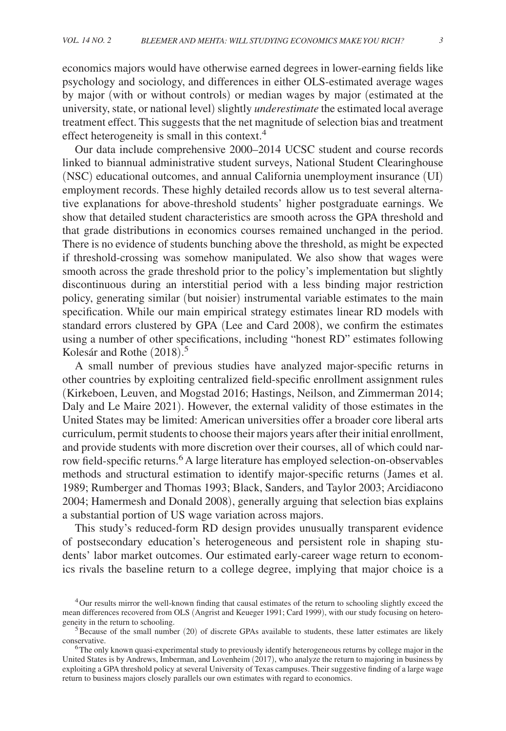economics majors would have otherwise earned degrees in lower-earning fields like psychology and sociology, and differences in either OLS-estimated average wages by major (with or without controls) or median wages by major (estimated at the university, state, or national level) slightly *underestimate* the estimated local average treatment effect. This suggests that the net magnitude of selection bias and treatment effect heterogeneity is small in this context.[4]

Our data include comprehensive 2000–2014 UCSC student and course records linked to biannual administrative student surveys, National Student Clearinghouse (NSC) educational outcomes, and annual California unemployment insurance (UI) employment records. These highly detailed records allow us to test several alternative explanations for above-threshold students' higher postgraduate earnings. We show that detailed student characteristics are smooth across the GPA threshold and that grade distributions in economics courses remained unchanged in the period. There is no evidence of students bunching above the threshold, as might be expected if threshold-crossing was somehow manipulated. We also show that wages were smooth across the grade threshold prior to the policy's implementation but slightly discontinuous during an interstitial period with a less binding major restriction policy, generating similar (but noisier) instrumental variable estimates to the main specification. While our main empirical strategy estimates linear RD models with standard errors clustered by GPA (Lee and Card 2008), we confirm the estimates using a number of other specifications, including "honest RD" estimates following Kolesár and Rothe (2018).[5]

A small number of previous studies have analyzed major-specific returns in other countries by exploiting centralized field-specific enrollment assignment rules (Kirkeboen, Leuven, and Mogstad 2016; Hastings, Neilson, and Zimmerman 2014; Daly and Le Maire 2021). However, the external validity of those estimates in the United States may be limited: American universities offer a broader core liberal arts curriculum, permit students to choose their majors years after their initial enrollment, and provide students with more discretion over their courses, all of which could narrow field-specific returns.[6] A large literature has employed selection-on-observables methods and structural estimation to identify major-specific returns (James et al. 1989; Rumberger and Thomas 1993; Black, Sanders, and Taylor 2003; Arcidiacono 2004; Hamermesh and Donald 2008), generally arguing that selection bias explains a substantial portion of US wage variation across majors.

This study's reduced-form RD design provides unusually transparent evidence of postsecondary education's heterogeneous and persistent role in shaping students' labor market outcomes. Our estimated early-career wage return to economics rivals the baseline return to a college degree, implying that major choice is a

[4] Our results mirror the well-known finding that causal estimates of the return to schooling slightly exceed the mean differences recovered from OLS (Angrist and Keueger 1991; Card 1999), with our study focusing on heterogeneity in the return to schooling.

[5] Because of the small number (20) of discrete GPAs available to students, these latter estimates are likely conservative.

[6] The only known quasi-experimental study to previously identify heterogeneous returns by college major in the United States is by Andrews, Imberman, and Lovenheim (2017), who analyze the return to majoring in business by exploiting a GPA threshold policy at several University of Texas campuses. Their suggestive finding of a large wage return to business majors closely parallels our own estimates with regard to economics.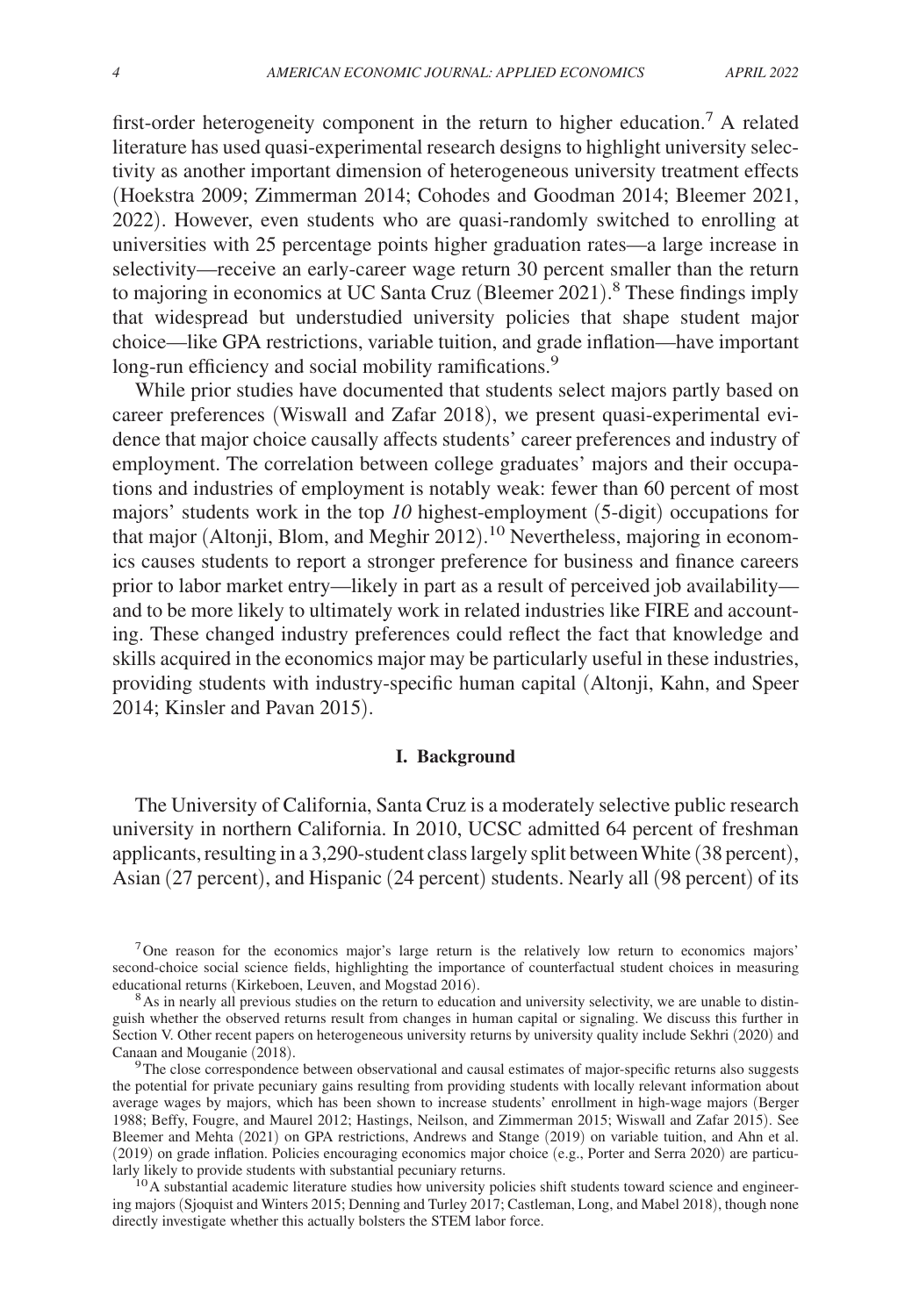first-order heterogeneity component in the return to higher education.[7] A related literature has used quasi-experimental research designs to highlight university selectivity as another important dimension of heterogeneous university treatment effects (Hoekstra 2009; Zimmerman 2014; Cohodes and Goodman 2014; Bleemer 2021, 2022). However, even students who are quasi-randomly switched to enrolling at universities with 25 percentage points higher graduation rates—a large increase in selectivity—receive an early-career wage return 30 percent smaller than the return to majoring in economics at UC Santa Cruz (Bleemer 2021).[8] These findings imply that widespread but understudied university policies that shape student major choice—like GPA restrictions, variable tuition, and grade inflation—have important long-run efficiency and social mobility ramifications.[9]

While prior studies have documented that students select majors partly based on career preferences (Wiswall and Zafar 2018), we present quasi-experimental evidence that major choice causally affects students' career preferences and industry of employment. The correlation between college graduates' majors and their occupations and industries of employment is notably weak: fewer than 60 percent of most majors' students work in the top *10* highest-employment (5-digit) occupations for that major (Altonji, Blom, and Meghir 2012).[10] Nevertheless, majoring in economics causes students to report a stronger preference for business and finance careers prior to labor market entry—likely in part as a result of perceived job availability—and to be more likely to ultimately work in related industries like FIRE and accounting. These changed industry preferences could reflect the fact that knowledge and skills acquired in the economics major may be particularly useful in these industries, providing students with industry-specific human capital (Altonji, Kahn, and Speer 2014; Kinsler and Pavan 2015).

## I. Background

The University of California, Santa Cruz is a moderately selective public research university in northern California. In 2010, UCSC admitted 64 percent of freshman applicants, resulting in a 3,290-student class largely split between White (38 percent), Asian (27 percent), and Hispanic (24 percent) students. Nearly all (98 percent) of its

---

[7] One reason for the economics major's large return is the relatively low return to economics majors' second-choice social science fields, highlighting the importance of counterfactual student choices in measuring educational returns (Kirkeboen, Leuven, and Mogstad 2016).

[8] As in nearly all previous studies on the return to education and university selectivity, we are unable to distinguish whether the observed returns result from changes in human capital or signaling. We discuss this further in Section V. Other recent papers on heterogeneous university returns by university quality include Sekhri (2020) and Canaan and Mouganie (2018).

[9] The close correspondence between observational and causal estimates of major-specific returns also suggests the potential for private pecuniary gains resulting from providing students with locally relevant information about average wages by majors, which has been shown to increase students' enrollment in high-wage majors (Berger 1988; Beffy, Fougre, and Maurel 2012; Hastings, Neilson, and Zimmerman 2015; Wiswall and Zafar 2015). See Bleemer and Mehta (2021) on GPA restrictions, Andrews and Stange (2019) on variable tuition, and Ahn et al. (2019) on grade inflation. Policies encouraging economics major choice (e.g., Porter and Serra 2020) are particularly likely to provide students with substantial pecuniary returns.

[10] A substantial academic literature studies how university policies shift students toward science and engineering majors (Sjoquist and Winters 2015; Denning and Turley 2017; Castleman, Long, and Mabel 2018), though none directly investigate whether this actually bolsters the STEM labor force.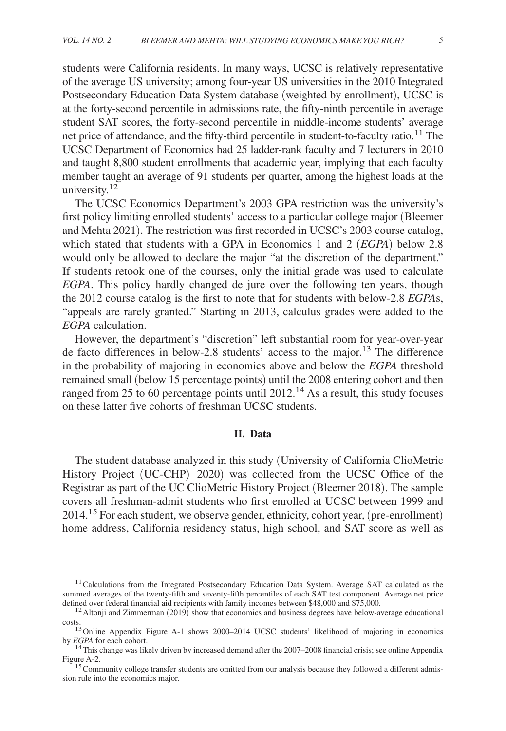students were California residents. In many ways, UCSC is relatively representative of the average US university; among four-year US universities in the 2010 Integrated Postsecondary Education Data System database (weighted by enrollment), UCSC is at the forty-second percentile in admissions rate, the fifty-ninth percentile in average student SAT scores, the forty-second percentile in middle-income students' average net price of attendance, and the fifty-third percentile in student-to-faculty ratio.[11] The UCSC Department of Economics had 25 ladder-rank faculty and 7 lecturers in 2010 and taught 8,800 student enrollments that academic year, implying that each faculty member taught an average of 91 students per quarter, among the highest loads at the university.[12]

The UCSC Economics Department's 2003 GPA restriction was the university's first policy limiting enrolled students' access to a particular college major (Bleemer and Mehta 2021). The restriction was first recorded in UCSC's 2003 course catalog, which stated that students with a GPA in Economics 1 and 2 (*EGPA*) below 2.8 would only be allowed to declare the major "at the discretion of the department." If students retook one of the courses, only the initial grade was used to calculate *EGPA*. This policy hardly changed de jure over the following ten years, though the 2012 course catalog is the first to note that for students with below-2.8 *EGPA*s, "appeals are rarely granted." Starting in 2013, calculus grades were added to the *EGPA* calculation.

However, the department's "discretion" left substantial room for year-over-year de facto differences in below-2.8 students' access to the major.[13] The difference in the probability of majoring in economics above and below the *EGPA* threshold remained small (below 15 percentage points) until the 2008 entering cohort and then ranged from 25 to 60 percentage points until 2012.[14] As a result, this study focuses on these latter five cohorts of freshman UCSC students.

## II. Data

The student database analyzed in this study (University of California ClioMetric History Project (UC-CHP) 2020) was collected from the UCSC Office of the Registrar as part of the UC ClioMetric History Project (Bleemer 2018). The sample covers all freshman-admit students who first enrolled at UCSC between 1999 and 2014.[15] For each student, we observe gender, ethnicity, cohort year, (pre-enrollment) home address, California residency status, high school, and SAT score as well as

---

[11] Calculations from the Integrated Postsecondary Education Data System. Average SAT calculated as the summed averages of the twenty-fifth and seventy-fifth percentiles of each SAT test component. Average net price defined over federal financial aid recipients with family incomes between $48,000 and $75,000.

[12] Altonji and Zimmerman (2019) show that economics and business degrees have below-average educational costs.

[13] Online Appendix Figure A-1 shows 2000–2014 UCSC students' likelihood of majoring in economics by *EGPA* for each cohort.

[14] This change was likely driven by increased demand after the 2007–2008 financial crisis; see online Appendix Figure A-2.

[15] Community college transfer students are omitted from our analysis because they followed a different admission rule into the economics major.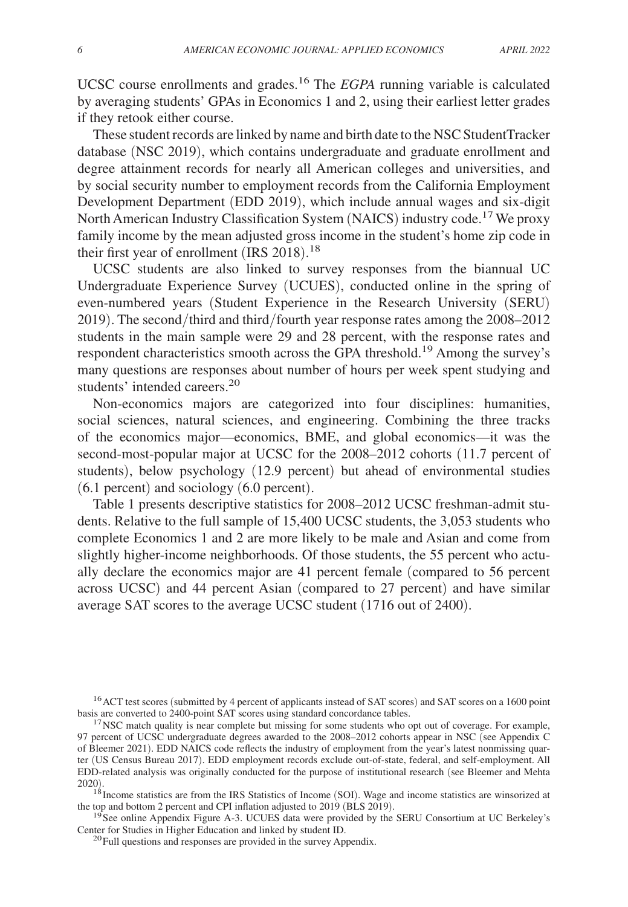UCSC course enrollments and grades.[16] The *EGPA* running variable is calculated by averaging students' GPAs in Economics 1 and 2, using their earliest letter grades if they retook either course.

These student records are linked by name and birth date to the NSC StudentTracker database (NSC 2019), which contains undergraduate and graduate enrollment and degree attainment records for nearly all American colleges and universities, and by social security number to employment records from the California Employment Development Department (EDD 2019), which include annual wages and six-digit North American Industry Classification System (NAICS) industry code.[17] We proxy family income by the mean adjusted gross income in the student's home zip code in their first year of enrollment (IRS 2018).[18]

UCSC students are also linked to survey responses from the biannual UC Undergraduate Experience Survey (UCUES), conducted online in the spring of even-numbered years (Student Experience in the Research University (SERU) 2019). The second/third and third/fourth year response rates among the 2008–2012 students in the main sample were 29 and 28 percent, with the response rates and respondent characteristics smooth across the GPA threshold.[19] Among the survey's many questions are responses about number of hours per week spent studying and students' intended careers.[20]

Non-economics majors are categorized into four disciplines: humanities, social sciences, natural sciences, and engineering. Combining the three tracks of the economics major—economics, BME, and global economics—it was the second-most-popular major at UCSC for the 2008–2012 cohorts (11.7 percent of students), below psychology (12.9 percent) but ahead of environmental studies (6.1 percent) and sociology (6.0 percent).

Table 1 presents descriptive statistics for 2008–2012 UCSC freshman-admit students. Relative to the full sample of 15,400 UCSC students, the 3,053 students who complete Economics 1 and 2 are more likely to be male and Asian and come from slightly higher-income neighborhoods. Of those students, the 55 percent who actually declare the economics major are 41 percent female (compared to 56 percent across UCSC) and 44 percent Asian (compared to 27 percent) and have similar average SAT scores to the average UCSC student (1716 out of 2400).

---

[16] ACT test scores (submitted by 4 percent of applicants instead of SAT scores) and SAT scores on a 1600 point basis are converted to 2400-point SAT scores using standard concordance tables.

[17] NSC match quality is near complete but missing for some students who opt out of coverage. For example, 97 percent of UCSC undergraduate degrees awarded to the 2008–2012 cohorts appear in NSC (see Appendix C of Bleemer 2021). EDD NAICS code reflects the industry of employment from the year's latest nonmissing quarter (US Census Bureau 2017). EDD employment records exclude out-of-state, federal, and self-employment. All EDD-related analysis was originally conducted for the purpose of institutional research (see Bleemer and Mehta 2020).

[18] Income statistics are from the IRS Statistics of Income (SOI). Wage and income statistics are winsorized at the top and bottom 2 percent and CPI inflation adjusted to 2019 (BLS 2019).

[19] See online Appendix Figure A-3. UCUES data were provided by the SERU Consortium at UC Berkeley's Center for Studies in Higher Education and linked by student ID.

[20] Full questions and responses are provided in the survey Appendix.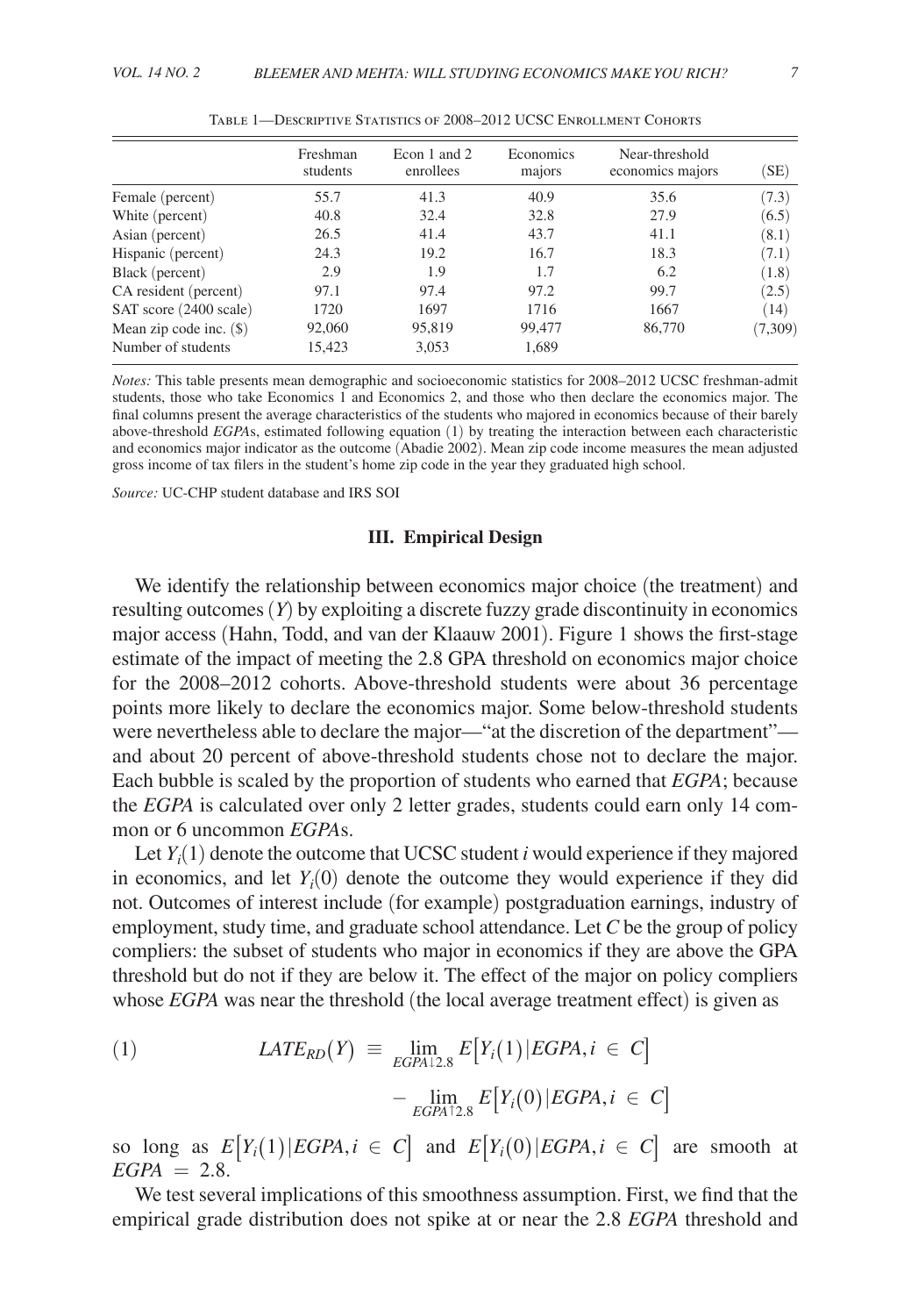Table 1—Descriptive Statistics of 2008–2012 UCSC Enrollment Cohorts

| | Freshman students | Econ 1 and 2 enrollees | Economics majors | Near-threshold economics majors | (SE) |
|---|---|---|---|---|---|
| Female (percent) | 55.7 | 41.3 | 40.9 | 35.6 | (7.3) |
| White (percent) | 40.8 | 32.4 | 32.8 | 27.9 | (6.5) |
| Asian (percent) | 26.5 | 41.4 | 43.7 | 41.1 | (8.1) |
| Hispanic (percent) | 24.3 | 19.2 | 16.7 | 18.3 | (7.1) |
| Black (percent) | 2.9 | 1.9 | 1.7 | 6.2 | (1.8) |
| CA resident (percent) | 97.1 | 97.4 | 97.2 | 99.7 | (2.5) |
| SAT score (2400 scale) | 1720 | 1697 | 1716 | 1667 | (14) |
| Mean zip code inc. ($) | 92,060 | 95,819 | 99,477 | 86,770 | (7,309) |
| Number of students | 15,423 | 3,053 | 1,689 | | |

*Notes:* This table presents mean demographic and socioeconomic statistics for 2008–2012 UCSC freshman-admit students, those who take Economics 1 and Economics 2, and those who then declare the economics major. The final columns present the average characteristics of the students who majored in economics because of their barely above-threshold *EGPA*s, estimated following equation (1) by treating the interaction between each characteristic and economics major indicator as the outcome (Abadie 2002). Mean zip code income measures the mean adjusted gross income of tax filers in the student's home zip code in the year they graduated high school.

*Source:* UC-CHP student database and IRS SOI

## III. Empirical Design

We identify the relationship between economics major choice (the treatment) and resulting outcomes ($Y$) by exploiting a discrete fuzzy grade discontinuity in economics major access (Hahn, Todd, and van der Klaauw 2001). Figure 1 shows the first-stage estimate of the impact of meeting the 2.8 GPA threshold on economics major choice for the 2008–2012 cohorts. Above-threshold students were about 36 percentage points more likely to declare the economics major. Some below-threshold students were nevertheless able to declare the major—"at the discretion of the department"—and about 20 percent of above-threshold students chose not to declare the major. Each bubble is scaled by the proportion of students who earned that *EGPA*; because the *EGPA* is calculated over only 2 letter grades, students could earn only 14 common or 6 uncommon *EGPA*s.

Let $Y_i(1)$ denote the outcome that UCSC student $i$ would experience if they majored in economics, and let $Y_i(0)$ denote the outcome they would experience if they did not. Outcomes of interest include (for example) postgraduation earnings, industry of employment, study time, and graduate school attendance. Let $C$ be the group of policy compliers: the subset of students who major in economics if they are above the GPA threshold but do not if they are below it. The effect of the major on policy compliers whose *EGPA* was near the threshold (the local average treatment effect) is given as

$$(1) \qquad LATE_{RD}(Y) \equiv \lim_{EGPA \downarrow 2.8} E\big[Y_i(1) | EGPA, i \in C\big] - \lim_{EGPA \uparrow 2.8} E\big[Y_i(0) | EGPA, i \in C\big]$$

so long as $E\big[Y_i(1)|EGPA, i \in C\big]$ and $E\big[Y_i(0)|EGPA, i \in C\big]$ are smooth at $EGPA = 2.8$.

We test several implications of this smoothness assumption. First, we find that the empirical grade distribution does not spike at or near the 2.8 *EGPA* threshold and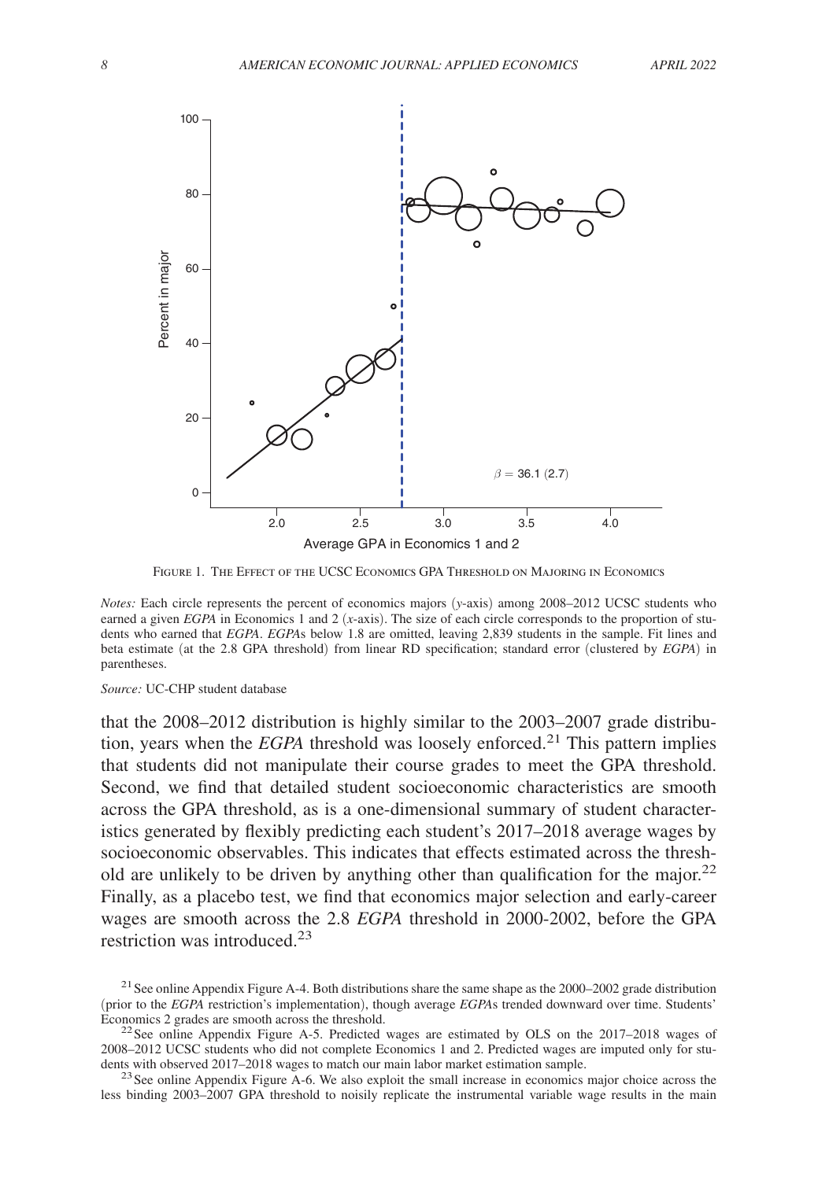Figure 1. The Effect of the UCSC Economics GPA Threshold on Majoring in Economics

*Notes:* Each circle represents the percent of economics majors ($y$-axis) among 2008–2012 UCSC students who earned a given *EGPA* in Economics 1 and 2 ($x$-axis). The size of each circle corresponds to the proportion of students who earned that *EGPA*. *EGPA*s below 1.8 are omitted, leaving 2,839 students in the sample. Fit lines and beta estimate (at the 2.8 GPA threshold) from linear RD specification; standard error (clustered by *EGPA*) in parentheses.

*Source:* UC-CHP student database

that the 2008–2012 distribution is highly similar to the 2003–2007 grade distribution, years when the *EGPA* threshold was loosely enforced.[21] This pattern implies that students did not manipulate their course grades to meet the GPA threshold. Second, we find that detailed student socioeconomic characteristics are smooth across the GPA threshold, as is a one-dimensional summary of student characteristics generated by flexibly predicting each student's 2017–2018 average wages by socioeconomic observables. This indicates that effects estimated across the threshold are unlikely to be driven by anything other than qualification for the major.[22] Finally, as a placebo test, we find that economics major selection and early-career wages are smooth across the 2.8 *EGPA* threshold in 2000-2002, before the GPA restriction was introduced.[23]

[21] See online Appendix Figure A-4. Both distributions share the same shape as the 2000–2002 grade distribution (prior to the *EGPA* restriction's implementation), though average *EGPA*s trended downward over time. Students' Economics 2 grades are smooth across the threshold.

[22] See online Appendix Figure A-5. Predicted wages are estimated by OLS on the 2017–2018 wages of 2008–2012 UCSC students who did not complete Economics 1 and 2. Predicted wages are imputed only for students with observed 2017–2018 wages to match our main labor market estimation sample.

[23] See online Appendix Figure A-6. We also exploit the small increase in economics major choice across the less binding 2003–2007 GPA threshold to noisily replicate the instrumental variable wage results in the main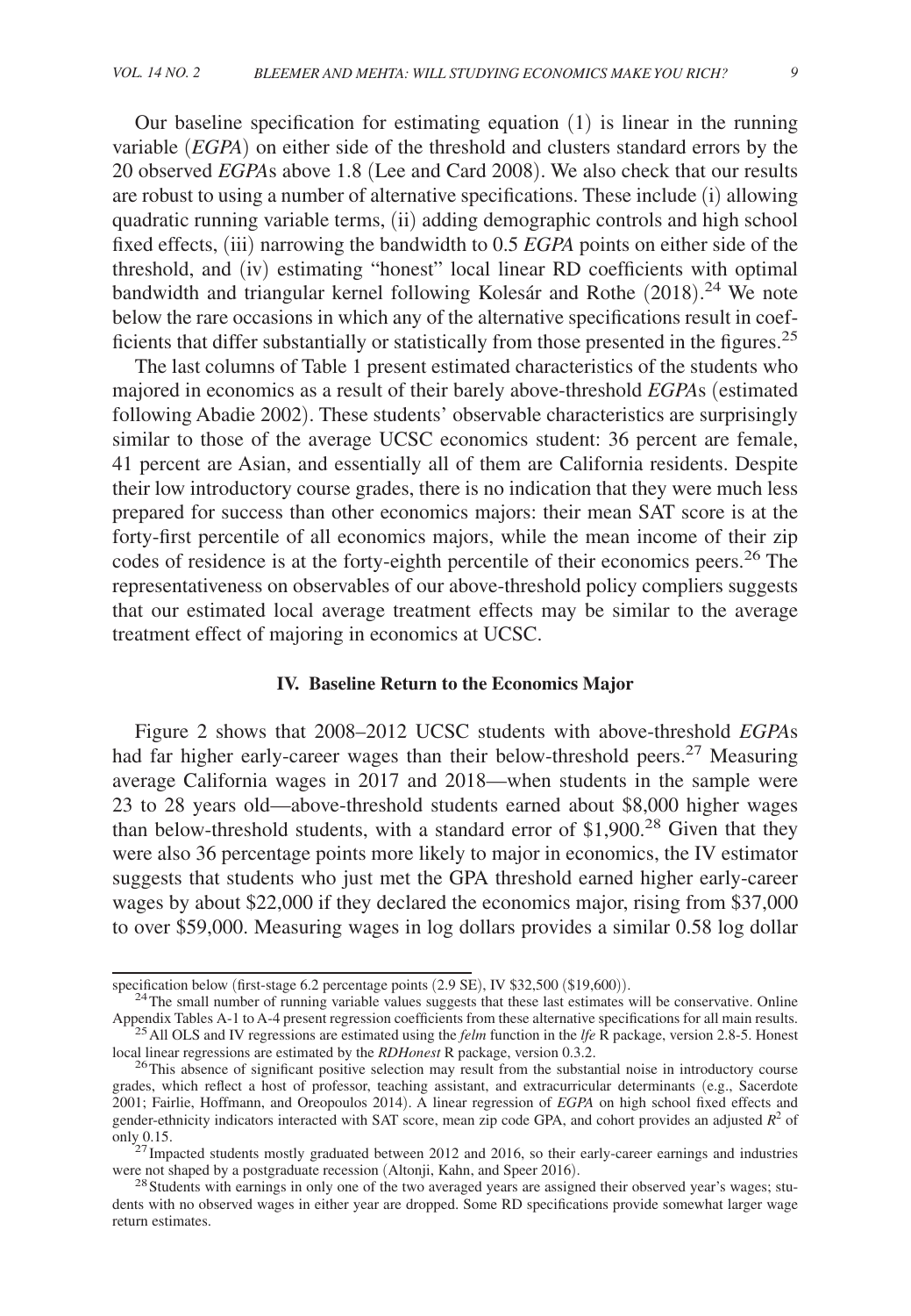Our baseline specification for estimating equation (1) is linear in the running variable (*EGPA*) on either side of the threshold and clusters standard errors by the 20 observed *EGPA*s above 1.8 (Lee and Card 2008). We also check that our results are robust to using a number of alternative specifications. These include (i) allowing quadratic running variable terms, (ii) adding demographic controls and high school fixed effects, (iii) narrowing the bandwidth to 0.5 *EGPA* points on either side of the threshold, and (iv) estimating "honest" local linear RD coefficients with optimal bandwidth and triangular kernel following Kolesár and Rothe (2018).[24] We note below the rare occasions in which any of the alternative specifications result in coefficients that differ substantially or statistically from those presented in the figures.[25]

The last columns of Table 1 present estimated characteristics of the students who majored in economics as a result of their barely above-threshold *EGPA*s (estimated following Abadie 2002). These students' observable characteristics are surprisingly similar to those of the average UCSC economics student: 36 percent are female, 41 percent are Asian, and essentially all of them are California residents. Despite their low introductory course grades, there is no indication that they were much less prepared for success than other economics majors: their mean SAT score is at the forty-first percentile of all economics majors, while the mean income of their zip codes of residence is at the forty-eighth percentile of their economics peers.[26] The representativeness on observables of our above-threshold policy compliers suggests that our estimated local average treatment effects may be similar to the average treatment effect of majoring in economics at UCSC.

## IV. Baseline Return to the Economics Major

Figure 2 shows that 2008–2012 UCSC students with above-threshold *EGPA*s had far higher early-career wages than their below-threshold peers.[27] Measuring average California wages in 2017 and 2018—when students in the sample were 23 to 28 years old—above-threshold students earned about \$8,000 higher wages than below-threshold students, with a standard error of \$1,900.[28] Given that they were also 36 percentage points more likely to major in economics, the IV estimator suggests that students who just met the GPA threshold earned higher early-career wages by about \$22,000 if they declared the economics major, rising from \$37,000 to over \$59,000. Measuring wages in log dollars provides a similar 0.58 log dollar

---

specification below (first-stage 6.2 percentage points (2.9 SE), IV \$32,500 (\$19,600)).

[24] The small number of running variable values suggests that these last estimates will be conservative. Online Appendix Tables A-1 to A-4 present regression coefficients from these alternative specifications for all main results.

[25] All OLS and IV regressions are estimated using the *felm* function in the *lfe* R package, version 2.8-5. Honest local linear regressions are estimated by the *RDHonest* R package, version 0.3.2.

[26] This absence of significant positive selection may result from the substantial noise in introductory course grades, which reflect a host of professor, teaching assistant, and extracurricular determinants (e.g., Sacerdote 2001; Fairlie, Hoffmann, and Oreopoulos 2014). A linear regression of *EGPA* on high school fixed effects and gender-ethnicity indicators interacted with SAT score, mean zip code GPA, and cohort provides an adjusted $R^2$ of only 0.15.

[27] Impacted students mostly graduated between 2012 and 2016, so their early-career earnings and industries were not shaped by a postgraduate recession (Altonji, Kahn, and Speer 2016).

[28] Students with earnings in only one of the two averaged years are assigned their observed year's wages; students with no observed wages in either year are dropped. Some RD specifications provide somewhat larger wage return estimates.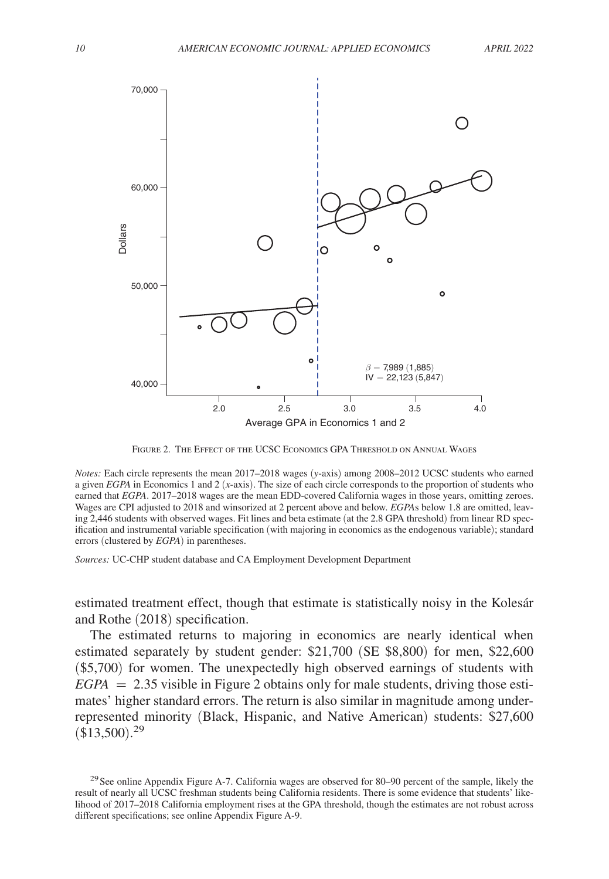Figure 2. The Effect of the UCSC Economics GPA Threshold on Annual Wages

*Notes:* Each circle represents the mean 2017–2018 wages ($y$-axis) among 2008–2012 UCSC students who earned a given *EGPA* in Economics 1 and 2 ($x$-axis). The size of each circle corresponds to the proportion of students who earned that *EGPA*. 2017–2018 wages are the mean EDD-covered California wages in those years, omitting zeroes. Wages are CPI adjusted to 2018 and winsorized at 2 percent above and below. *EGPA*s below 1.8 are omitted, leaving 2,446 students with observed wages. Fit lines and beta estimate (at the 2.8 GPA threshold) from linear RD specification and instrumental variable specification (with majoring in economics as the endogenous variable); standard errors (clustered by *EGPA*) in parentheses.

*Sources:* UC-CHP student database and CA Employment Development Department

estimated treatment effect, though that estimate is statistically noisy in the Kolesár and Rothe (2018) specification.

The estimated returns to majoring in economics are nearly identical when estimated separately by student gender: \$21,700 (SE \$8,800) for men, \$22,600 (\$5,700) for women. The unexpectedly high observed earnings of students with $EGPA = 2.35$ visible in Figure 2 obtains only for male students, driving those estimates' higher standard errors. The return is also similar in magnitude among underrepresented minority (Black, Hispanic, and Native American) students: \$27,600 (\$13,500).[29]

[29] See online Appendix Figure A-7. California wages are observed for 80–90 percent of the sample, likely the result of nearly all UCSC freshman students being California residents. There is some evidence that students' likelihood of 2017–2018 California employment rises at the GPA threshold, though the estimates are not robust across different specifications; see online Appendix Figure A-9.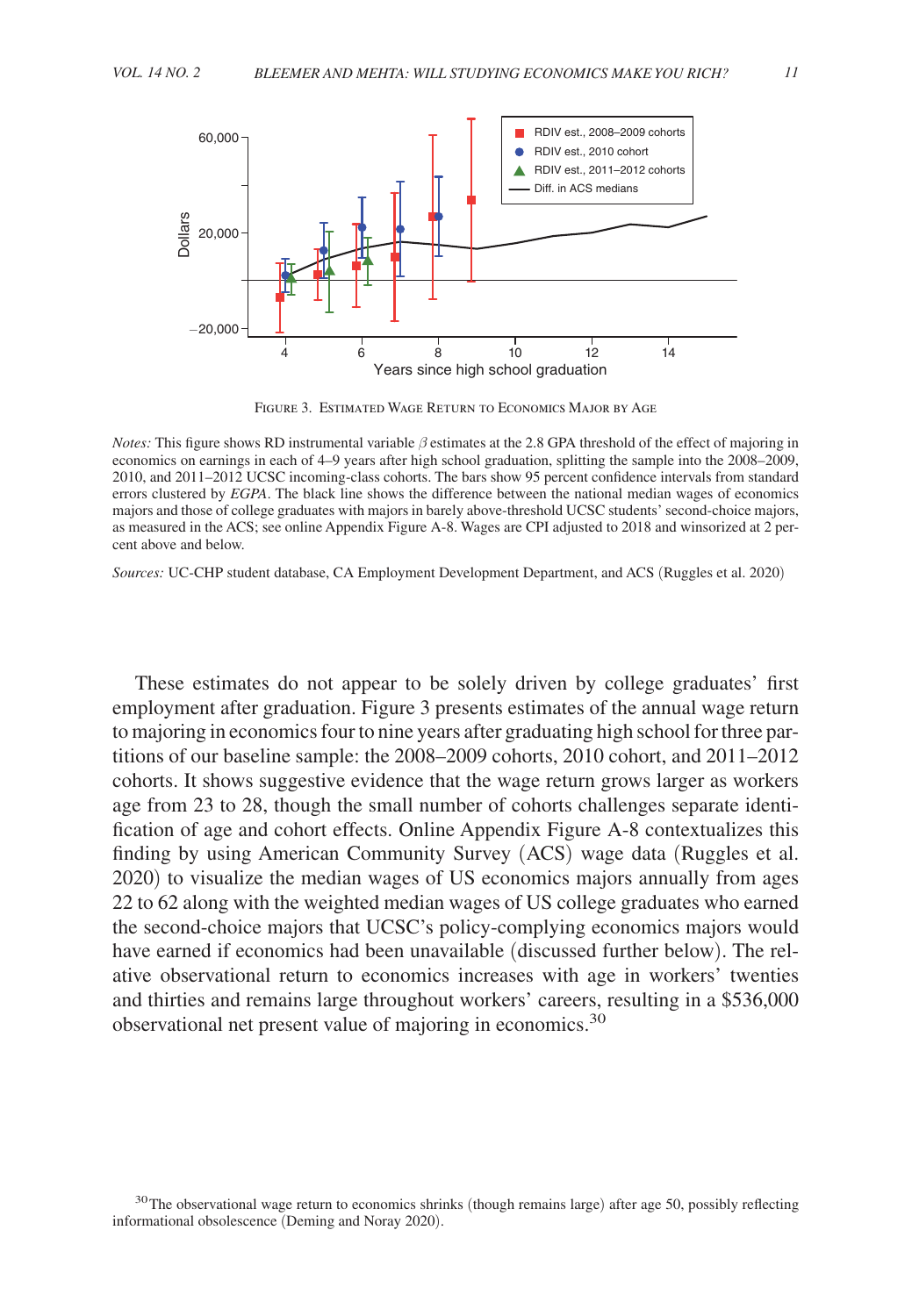Figure 3. Estimated Wage Return to Economics Major by Age

*Notes:* This figure shows RD instrumental variable $\beta$ estimates at the 2.8 GPA threshold of the effect of majoring in economics on earnings in each of 4–9 years after high school graduation, splitting the sample into the 2008–2009, 2010, and 2011–2012 UCSC incoming-class cohorts. The bars show 95 percent confidence intervals from standard errors clustered by *EGPA*. The black line shows the difference between the national median wages of economics majors and those of college graduates with majors in barely above-threshold UCSC students' second-choice majors, as measured in the ACS; see online Appendix Figure A-8. Wages are CPI adjusted to 2018 and winsorized at 2 percent above and below.

*Sources:* UC-CHP student database, CA Employment Development Department, and ACS (Ruggles et al. 2020)

These estimates do not appear to be solely driven by college graduates' first employment after graduation. Figure 3 presents estimates of the annual wage return to majoring in economics four to nine years after graduating high school for three partitions of our baseline sample: the 2008–2009 cohorts, 2010 cohort, and 2011–2012 cohorts. It shows suggestive evidence that the wage return grows larger as workers age from 23 to 28, though the small number of cohorts challenges separate identification of age and cohort effects. Online Appendix Figure A-8 contextualizes this finding by using American Community Survey (ACS) wage data (Ruggles et al. 2020) to visualize the median wages of US economics majors annually from ages 22 to 62 along with the weighted median wages of US college graduates who earned the second-choice majors that UCSC's policy-complying economics majors would have earned if economics had been unavailable (discussed further below). The relative observational return to economics increases with age in workers' twenties and thirties and remains large throughout workers' careers, resulting in a \$536,000 observational net present value of majoring in economics.[30]

[30] The observational wage return to economics shrinks (though remains large) after age 50, possibly reflecting informational obsolescence (Deming and Noray 2020).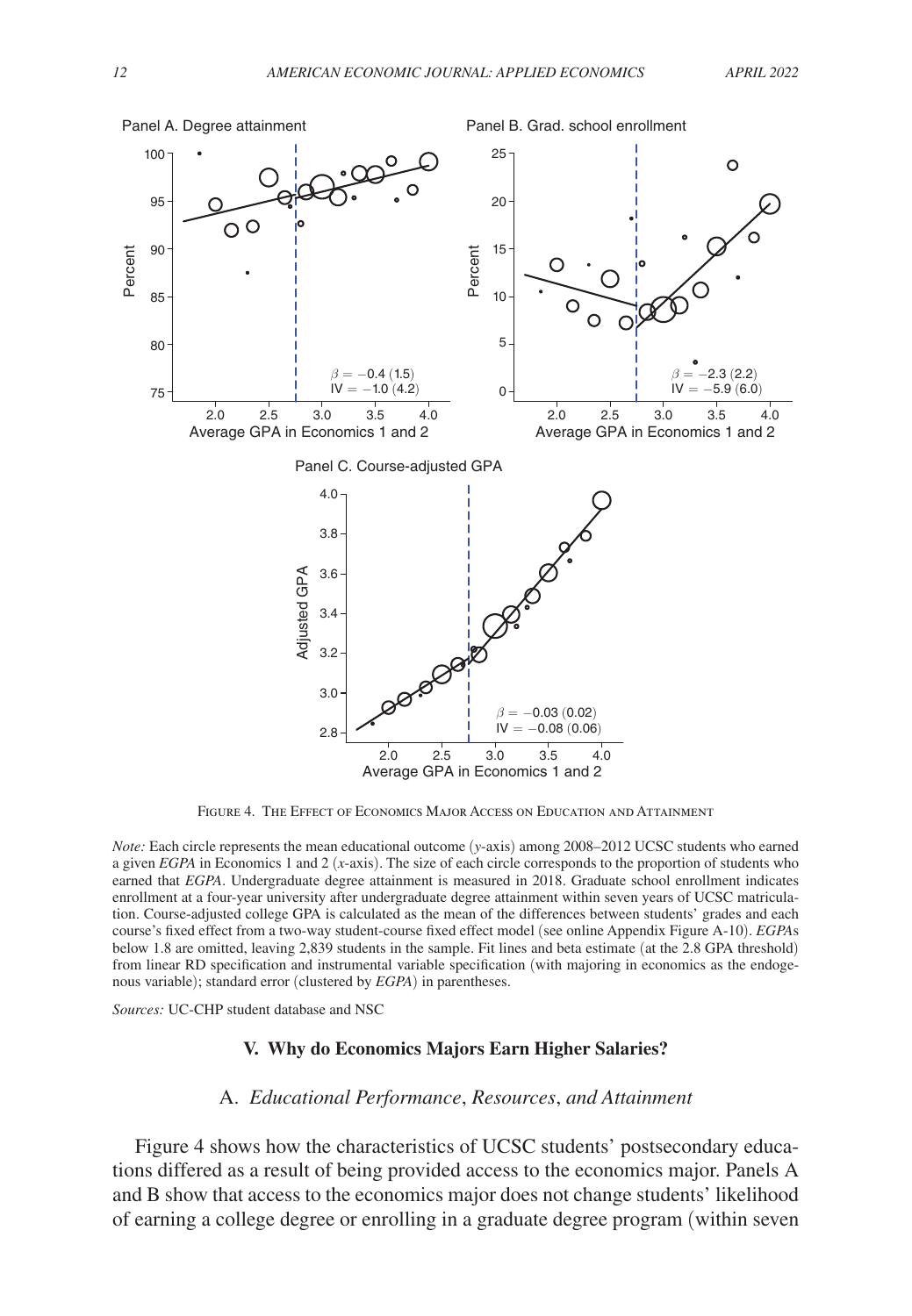Panel A. Degree attainment

$\beta = -0.4$ (1.5)
IV $= -1.0$ (4.2)

Panel B. Grad. school enrollment

$\beta = -2.3$ (2.2)
IV $= -5.9$ (6.0)

Panel C. Course-adjusted GPA

$\beta = -0.03$ (0.02)
IV $= -0.08$ (0.06)

Figure 4. The Effect of Economics Major Access on Education and Attainment

*Note:* Each circle represents the mean educational outcome ($y$-axis) among 2008–2012 UCSC students who earned a given *EGPA* in Economics 1 and 2 ($x$-axis). The size of each circle corresponds to the proportion of students who earned that *EGPA*. Undergraduate degree attainment is measured in 2018. Graduate school enrollment indicates enrollment at a four-year university after undergraduate degree attainment within seven years of UCSC matriculation. Course-adjusted college GPA is calculated as the mean of the differences between students' grades and each course's fixed effect from a two-way student-course fixed effect model (see online Appendix Figure A-10). *EGPA*s below 1.8 are omitted, leaving 2,839 students in the sample. Fit lines and beta estimate (at the 2.8 GPA threshold) from linear RD specification and instrumental variable specification (with majoring in economics as the endogenous variable); standard error (clustered by *EGPA*) in parentheses.

*Sources:* UC-CHP student database and NSC

## V. Why do Economics Majors Earn Higher Salaries?

### A. *Educational Performance*, *Resources*, *and Attainment*

Figure 4 shows how the characteristics of UCSC students' postsecondary educations differed as a result of being provided access to the economics major. Panels A and B show that access to the economics major does not change students' likelihood of earning a college degree or enrolling in a graduate degree program (within seven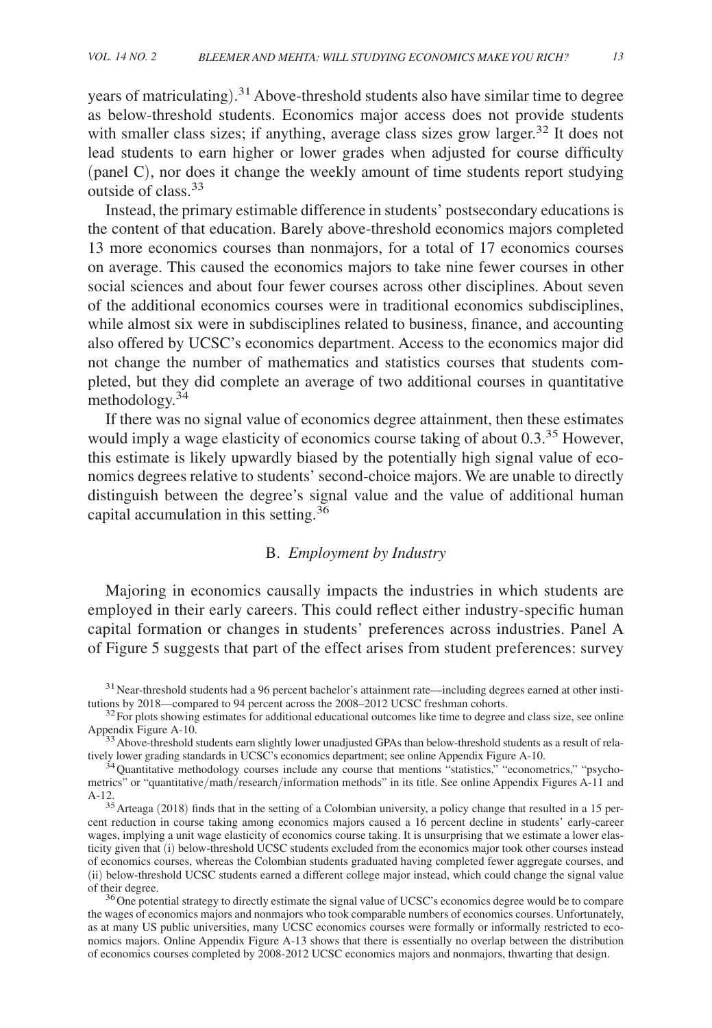years of matriculating).[31] Above-threshold students also have similar time to degree as below-threshold students. Economics major access does not provide students with smaller class sizes; if anything, average class sizes grow larger.[32] It does not lead students to earn higher or lower grades when adjusted for course difficulty (panel C), nor does it change the weekly amount of time students report studying outside of class.[33]

Instead, the primary estimable difference in students' postsecondary educations is the content of that education. Barely above-threshold economics majors completed 13 more economics courses than nonmajors, for a total of 17 economics courses on average. This caused the economics majors to take nine fewer courses in other social sciences and about four fewer courses across other disciplines. About seven of the additional economics courses were in traditional economics subdisciplines, while almost six were in subdisciplines related to business, finance, and accounting also offered by UCSC's economics department. Access to the economics major did not change the number of mathematics and statistics courses that students completed, but they did complete an average of two additional courses in quantitative methodology.[34]

If there was no signal value of economics degree attainment, then these estimates would imply a wage elasticity of economics course taking of about 0.3.[35] However, this estimate is likely upwardly biased by the potentially high signal value of economics degrees relative to students' second-choice majors. We are unable to directly distinguish between the degree's signal value and the value of additional human capital accumulation in this setting.[36]

## B. *Employment by Industry*

Majoring in economics causally impacts the industries in which students are employed in their early careers. This could reflect either industry-specific human capital formation or changes in students' preferences across industries. Panel A of Figure 5 suggests that part of the effect arises from student preferences: survey

---

[31] Near-threshold students had a 96 percent bachelor's attainment rate—including degrees earned at other institutions by 2018—compared to 94 percent across the 2008–2012 UCSC freshman cohorts.

[32] For plots showing estimates for additional educational outcomes like time to degree and class size, see online Appendix Figure A-10.

[33] Above-threshold students earn slightly lower unadjusted GPAs than below-threshold students as a result of relatively lower grading standards in UCSC's economics department; see online Appendix Figure A-10.

[34] Quantitative methodology courses include any course that mentions "statistics," "econometrics," "psychometrics" or "quantitative/math/research/information methods" in its title. See online Appendix Figures A-11 and A-12.

[35] Arteaga (2018) finds that in the setting of a Colombian university, a policy change that resulted in a 15 percent reduction in course taking among economics majors caused a 16 percent decline in students' early-career wages, implying a unit wage elasticity of economics course taking. It is unsurprising that we estimate a lower elasticity given that (i) below-threshold UCSC students excluded from the economics major took other courses instead of economics courses, whereas the Colombian students graduated having completed fewer aggregate courses, and (ii) below-threshold UCSC students earned a different college major instead, which could change the signal value of their degree.

[36] One potential strategy to directly estimate the signal value of UCSC's economics degree would be to compare the wages of economics majors and nonmajors who took comparable numbers of economics courses. Unfortunately, as at many US public universities, many UCSC economics courses were formally or informally restricted to economics majors. Online Appendix Figure A-13 shows that there is essentially no overlap between the distribution of economics courses completed by 2008-2012 UCSC economics majors and nonmajors, thwarting that design.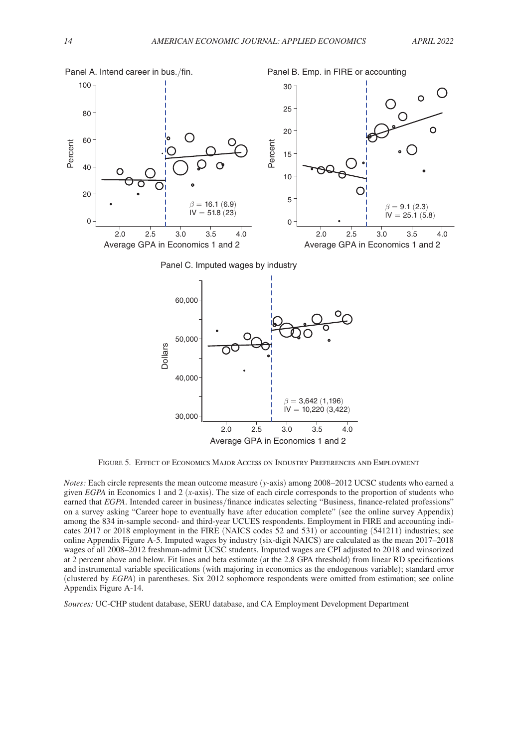Panel A. Intend career in bus./fin.

$\beta = 16.1$ (6.9)
IV = 51.8 (23)

Panel B. Emp. in FIRE or accounting

$\beta = 9.1$ (2.3)
IV = 25.1 (5.8)

Panel C. Imputed wages by industry

$\beta = 3{,}642$ (1,196)
IV = 10,220 (3,422)

Figure 5. Effect of Economics Major Access on Industry Preferences and Employment

*Notes:* Each circle represents the mean outcome measure ($y$-axis) among 2008–2012 UCSC students who earned a given *EGPA* in Economics 1 and 2 ($x$-axis). The size of each circle corresponds to the proportion of students who earned that *EGPA*. Intended career in business/finance indicates selecting "Business, finance-related professions" on a survey asking "Career hope to eventually have after education complete" (see the online survey Appendix) among the 834 in-sample second- and third-year UCUES respondents. Employment in FIRE and accounting indicates 2017 or 2018 employment in the FIRE (NAICS codes 52 and 531) or accounting (541211) industries; see online Appendix Figure A-5. Imputed wages by industry (six-digit NAICS) are calculated as the mean 2017–2018 wages of all 2008–2012 freshman-admit UCSC students. Imputed wages are CPI adjusted to 2018 and winsorized at 2 percent above and below. Fit lines and beta estimate (at the 2.8 GPA threshold) from linear RD specifications and instrumental variable specifications (with majoring in economics as the endogenous variable); standard error (clustered by *EGPA*) in parentheses. Six 2012 sophomore respondents were omitted from estimation; see online Appendix Figure A-14.

*Sources:* UC-CHP student database, SERU database, and CA Employment Development Department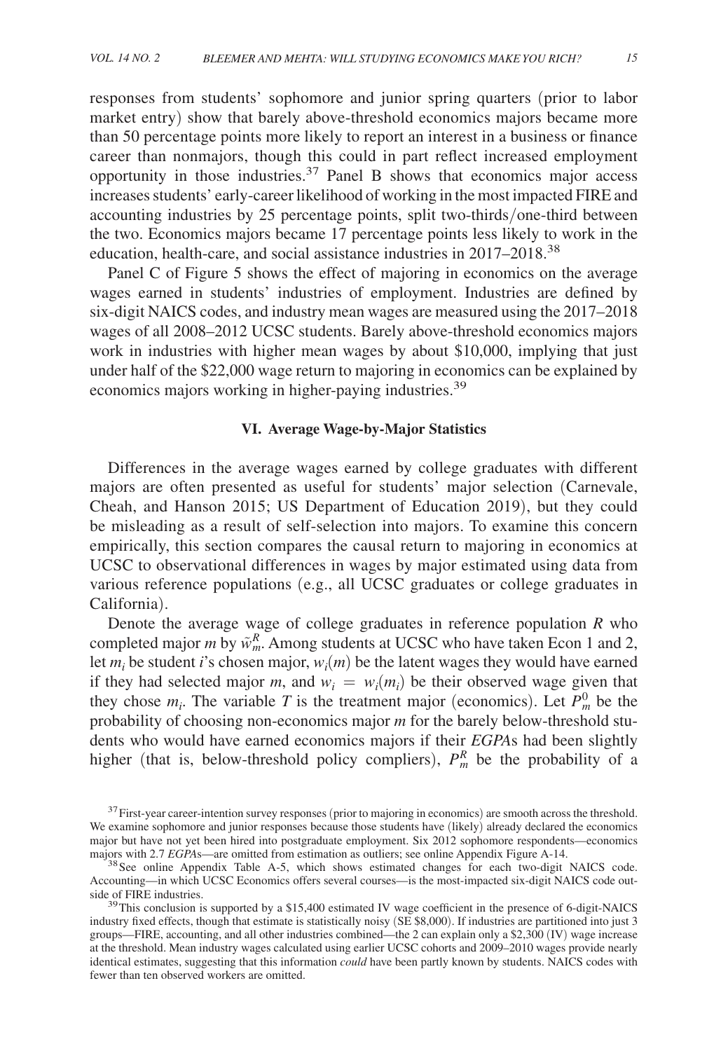responses from students' sophomore and junior spring quarters (prior to labor market entry) show that barely above-threshold economics majors became more than 50 percentage points more likely to report an interest in a business or finance career than nonmajors, though this could in part reflect increased employment opportunity in those industries.[37] Panel B shows that economics major access increases students' early-career likelihood of working in the most impacted FIRE and accounting industries by 25 percentage points, split two-thirds/one-third between the two. Economics majors became 17 percentage points less likely to work in the education, health-care, and social assistance industries in 2017–2018.[38]

Panel C of Figure 5 shows the effect of majoring in economics on the average wages earned in students' industries of employment. Industries are defined by six-digit NAICS codes, and industry mean wages are measured using the 2017–2018 wages of all 2008–2012 UCSC students. Barely above-threshold economics majors work in industries with higher mean wages by about \$10,000, implying that just under half of the \$22,000 wage return to majoring in economics can be explained by economics majors working in higher-paying industries.[39]

## VI. Average Wage-by-Major Statistics

Differences in the average wages earned by college graduates with different majors are often presented as useful for students' major selection (Carnevale, Cheah, and Hanson 2015; US Department of Education 2019), but they could be misleading as a result of self-selection into majors. To examine this concern empirically, this section compares the causal return to majoring in economics at UCSC to observational differences in wages by major estimated using data from various reference populations (e.g., all UCSC graduates or college graduates in California).

Denote the average wage of college graduates in reference population $R$ who completed major $m$ by $\tilde{w}_m^R$. Among students at UCSC who have taken Econ 1 and 2, let $m_i$ be student $i$'s chosen major, $w_i(m)$ be the latent wages they would have earned if they had selected major $m$, and $w_i = w_i(m_i)$ be their observed wage given that they chose $m_i$. The variable $T$ is the treatment major (economics). Let $P_m^0$ be the probability of choosing non-economics major $m$ for the barely below-threshold students who would have earned economics majors if their *EGPA*s had been slightly higher (that is, below-threshold policy compliers), $P_m^R$ be the probability of a

[37] First-year career-intention survey responses (prior to majoring in economics) are smooth across the threshold. We examine sophomore and junior responses because those students have (likely) already declared the economics major but have not yet been hired into postgraduate employment. Six 2012 sophomore respondents—economics majors with 2.7 *EGPA*s—are omitted from estimation as outliers; see online Appendix Figure A-14.

[38] See online Appendix Table A-5, which shows estimated changes for each two-digit NAICS code. Accounting—in which UCSC Economics offers several courses—is the most-impacted six-digit NAICS code outside of FIRE industries.

[39] This conclusion is supported by a \$15,400 estimated IV wage coefficient in the presence of 6-digit-NAICS industry fixed effects, though that estimate is statistically noisy (SE \$8,000). If industries are partitioned into just 3 groups—FIRE, accounting, and all other industries combined—the 2 can explain only a \$2,300 (IV) wage increase at the threshold. Mean industry wages calculated using earlier UCSC cohorts and 2009–2010 wages provide nearly identical estimates, suggesting that this information *could* have been partly known by students. NAICS codes with fewer than ten observed workers are omitted.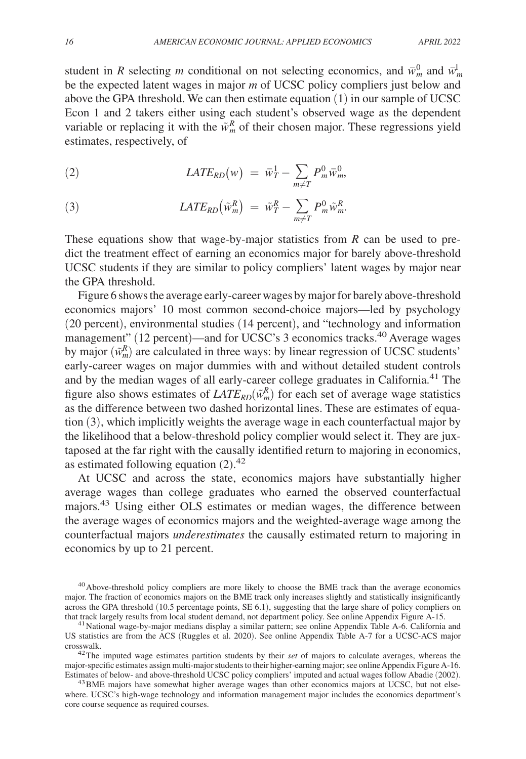student in $R$ selecting $m$ conditional on not selecting economics, and $\bar{w}_m^0$ and $\bar{w}_m^1$ be the expected latent wages in major $m$ of UCSC policy compliers just below and above the GPA threshold. We can then estimate equation (1) in our sample of UCSC Econ 1 and 2 takers either using each student's observed wage as the dependent variable or replacing it with the $\tilde{w}_m^R$ of their chosen major. These regressions yield estimates, respectively, of

$$LATE_{RD}(w) \; = \; \bar{w}_T^1 - \sum_{m \neq T} P_m^0 \bar{w}_m^0, \tag{2}$$

$$LATE_{RD}(\tilde{w}_m^R) \; = \; \tilde{w}_T^R - \sum_{m \neq T} P_m^0 \tilde{w}_m^R. \tag{3}$$

These equations show that wage-by-major statistics from $R$ can be used to predict the treatment effect of earning an economics major for barely above-threshold UCSC students if they are similar to policy compliers' latent wages by major near the GPA threshold.

Figure 6 shows the average early-career wages by major for barely above-threshold economics majors' 10 most common second-choice majors—led by psychology (20 percent), environmental studies (14 percent), and "technology and information management" (12 percent)—and for UCSC's 3 economics tracks.[40] Average wages by major ($\tilde{w}_m^R$) are calculated in three ways: by linear regression of UCSC students' early-career wages on major dummies with and without detailed student controls and by the median wages of all early-career college graduates in California.[41] The figure also shows estimates of $LATE_{RD}(\tilde{w}_m^R)$ for each set of average wage statistics as the difference between two dashed horizontal lines. These are estimates of equation (3), which implicitly weights the average wage in each counterfactual major by the likelihood that a below-threshold policy complier would select it. They are juxtaposed at the far right with the causally identified return to majoring in economics, as estimated following equation (2).[42]

At UCSC and across the state, economics majors have substantially higher average wages than college graduates who earned the observed counterfactual majors.[43] Using either OLS estimates or median wages, the difference between the average wages of economics majors and the weighted-average wage among the counterfactual majors *underestimates* the causally estimated return to majoring in economics by up to 21 percent.

---

[40] Above-threshold policy compliers are more likely to choose the BME track than the average economics major. The fraction of economics majors on the BME track only increases slightly and statistically insignificantly across the GPA threshold (10.5 percentage points, SE 6.1), suggesting that the large share of policy compliers on that track largely results from local student demand, not department policy. See online Appendix Figure A-15.

[41] National wage-by-major medians display a similar pattern; see online Appendix Table A-6. California and US statistics are from the ACS (Ruggles et al. 2020). See online Appendix Table A-7 for a UCSC-ACS major crosswalk.

[42] The imputed wage estimates partition students by their *set* of majors to calculate averages, whereas the major-specific estimates assign multi-major students to their higher-earning major; see online Appendix Figure A-16. Estimates of below- and above-threshold UCSC policy compliers' imputed and actual wages follow Abadie (2002).

[43] BME majors have somewhat higher average wages than other economics majors at UCSC, but not elsewhere. UCSC's high-wage technology and information management major includes the economics department's core course sequence as required courses.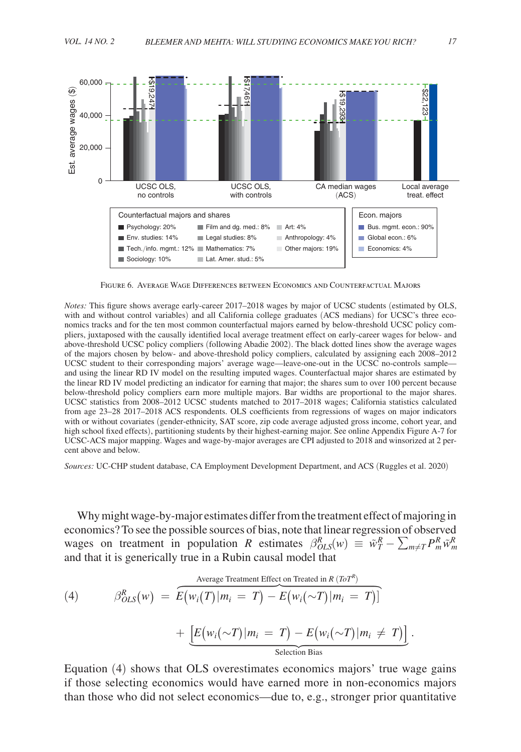Figure 6. Average Wage Differences between Economics and Counterfactual Majors

*Notes:* This figure shows average early-career 2017–2018 wages by major of UCSC students (estimated by OLS, with and without control variables) and all California college graduates (ACS medians) for UCSC's three economics tracks and for the ten most common counterfactual majors earned by below-threshold UCSC policy compliers, juxtaposed with the causally identified local average treatment effect on early-career wages for below- and above-threshold UCSC policy compliers (following Abadie 2002). The black dotted lines show the average wages of the majors chosen by below- and above-threshold policy compliers, calculated by assigning each 2008–2012 UCSC student to their corresponding majors' average wage—leave-one-out in the UCSC no-controls sample—and using the linear RD IV model on the resulting imputed wages. Counterfactual major shares are estimated by the linear RD IV model predicting an indicator for earning that major; the shares sum to over 100 percent because below-threshold policy compliers earn more multiple majors. Bar widths are proportional to the major shares. UCSC statistics from 2008–2012 UCSC students matched to 2017–2018 wages; California statistics calculated from age 23–28 2017–2018 ACS respondents. OLS coefficients from regressions of wages on major indicators with or without covariates (gender-ethnicity, SAT score, zip code average adjusted gross income, cohort year, and high school fixed effects), partitioning students by their highest-earning major. See online Appendix Figure A-7 for UCSC-ACS major mapping. Wages and wage-by-major averages are CPI adjusted to 2018 and winsorized at 2 percent above and below.

*Sources:* UC-CHP student database, CA Employment Development Department, and ACS (Ruggles et al. 2020)

Why might wage-by-major estimates differ from the treatment effect of majoring in economics? To see the possible sources of bias, note that linear regression of observed wages on treatment in population $R$ estimates $\beta_{OLS}^{R}(w) \equiv \tilde{w}_{T}^{R} - \sum_{m \neq T} P_{m}^{R} \tilde{w}_{m}^{R}$ and that it is generically true in a Rubin causal model that

$$\beta_{OLS}^{R}(w) = \overbrace{E\big(w_i(T)\,|\,m_i = T\big) - E\big(w_i(\sim T)\,|\,m_i = T\big)}^{\text{Average Treatment Effect on Treated in } R\ (ToT^{R})} + \underbrace{\Big[E\big(w_i(\sim T)\,|\,m_i = T\big) - E\big(w_i(\sim T)\,|\,m_i \neq T\big)\Big]}_{\text{Selection Bias}}. \tag{4}$$

Equation (4) shows that OLS overestimates economics majors' true wage gains if those selecting economics would have earned more in non-economics majors than those who did not select economics—due to, e.g., stronger prior quantitative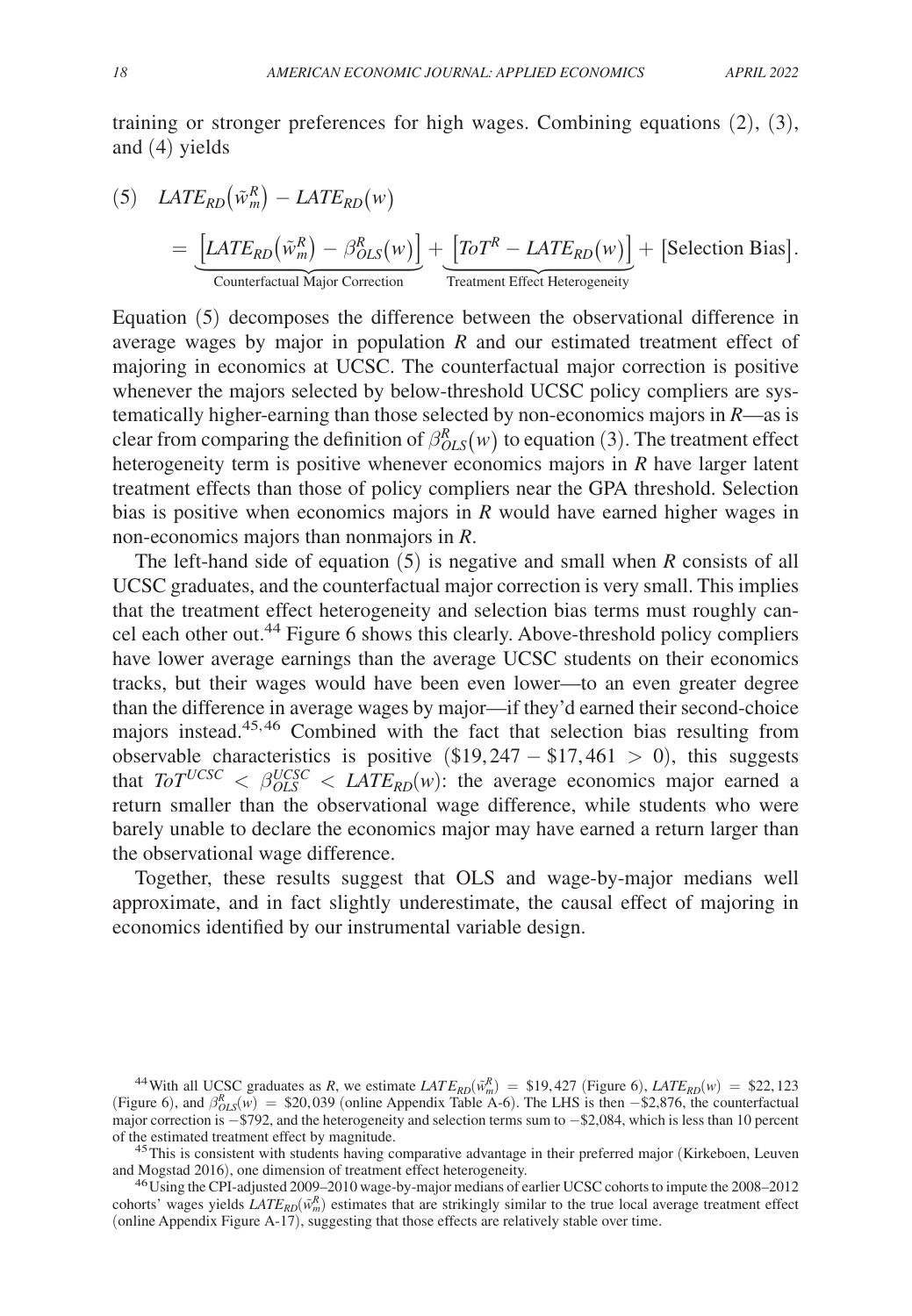training or stronger preferences for high wages. Combining equations (2), (3), and (4) yields

$$(5) \quad LATE_{RD}\big(\tilde{w}_m^R\big) - LATE_{RD}(w) = \underbrace{\big[LATE_{RD}\big(\tilde{w}_m^R\big) - \beta_{OLS}^R(w)\big]}_{\text{Counterfactual Major Correction}} + \underbrace{\big[ToT^R - LATE_{RD}(w)\big]}_{\text{Treatment Effect Heterogeneity}} + [\text{Selection Bias}].$$

Equation (5) decomposes the difference between the observational difference in average wages by major in population $R$ and our estimated treatment effect of majoring in economics at UCSC. The counterfactual major correction is positive whenever the majors selected by below-threshold UCSC policy compliers are systematically higher-earning than those selected by non-economics majors in $R$—as is clear from comparing the definition of $\beta_{OLS}^R(w)$ to equation (3). The treatment effect heterogeneity term is positive whenever economics majors in $R$ have larger latent treatment effects than those of policy compliers near the GPA threshold. Selection bias is positive when economics majors in $R$ would have earned higher wages in non-economics majors than nonmajors in $R$.

The left-hand side of equation (5) is negative and small when $R$ consists of all UCSC graduates, and the counterfactual major correction is very small. This implies that the treatment effect heterogeneity and selection bias terms must roughly cancel each other out.[44] Figure 6 shows this clearly. Above-threshold policy compliers have lower average earnings than the average UCSC students on their economics tracks, but their wages would have been even lower—to an even greater degree than the difference in average wages by major—if they'd earned their second-choice majors instead.[45,46] Combined with the fact that selection bias resulting from observable characteristics is positive ($\$19,247 - \$17,461 > 0$), this suggests that $ToT^{UCSC} < \beta_{OLS}^{UCSC} < LATE_{RD}(w)$: the average economics major earned a return smaller than the observational wage difference, while students who were barely unable to declare the economics major may have earned a return larger than the observational wage difference.

Together, these results suggest that OLS and wage-by-major medians well approximate, and in fact slightly underestimate, the causal effect of majoring in economics identified by our instrumental variable design.

[44] With all UCSC graduates as $R$, we estimate $LATE_{RD}(\tilde{w}_m^R) = \$19,427$ (Figure 6), $LATE_{RD}(w) = \$22,123$ (Figure 6), and $\beta_{OLS}^R(w) = \$20,039$ (online Appendix Table A-6). The LHS is then $-\$2,876$, the counterfactual major correction is $-\$792$, and the heterogeneity and selection terms sum to $-\$2,084$, which is less than 10 percent of the estimated treatment effect by magnitude.

[45] This is consistent with students having comparative advantage in their preferred major (Kirkeboen, Leuven and Mogstad 2016), one dimension of treatment effect heterogeneity.

[46] Using the CPI-adjusted 2009–2010 wage-by-major medians of earlier UCSC cohorts to impute the 2008–2012 cohorts' wages yields $LATE_{RD}(\tilde{w}_m^R)$ estimates that are strikingly similar to the true local average treatment effect (online Appendix Figure A-17), suggesting that those effects are relatively stable over time.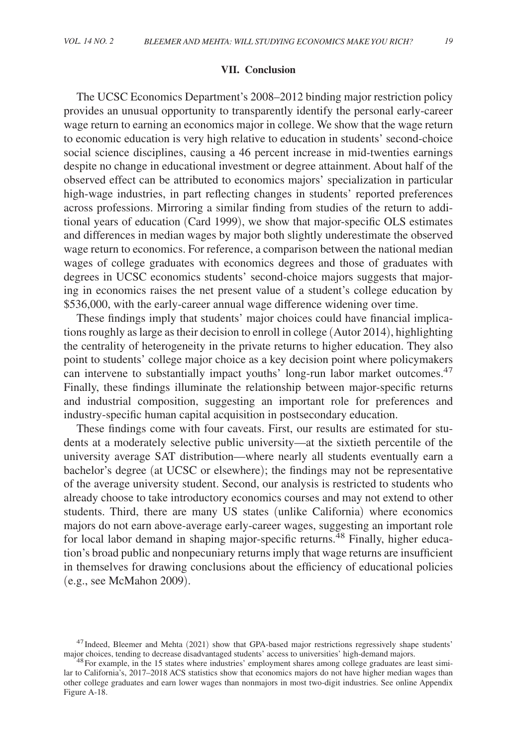## VII. Conclusion

The UCSC Economics Department's 2008–2012 binding major restriction policy provides an unusual opportunity to transparently identify the personal early-career wage return to earning an economics major in college. We show that the wage return to economic education is very high relative to education in students' second-choice social science disciplines, causing a 46 percent increase in mid-twenties earnings despite no change in educational investment or degree attainment. About half of the observed effect can be attributed to economics majors' specialization in particular high-wage industries, in part reflecting changes in students' reported preferences across professions. Mirroring a similar finding from studies of the return to additional years of education (Card 1999), we show that major-specific OLS estimates and differences in median wages by major both slightly underestimate the observed wage return to economics. For reference, a comparison between the national median wages of college graduates with economics degrees and those of graduates with degrees in UCSC economics students' second-choice majors suggests that majoring in economics raises the net present value of a student's college education by \$536,000, with the early-career annual wage difference widening over time.

These findings imply that students' major choices could have financial implications roughly as large as their decision to enroll in college (Autor 2014), highlighting the centrality of heterogeneity in the private returns to higher education. They also point to students' college major choice as a key decision point where policymakers can intervene to substantially impact youths' long-run labor market outcomes.[47] Finally, these findings illuminate the relationship between major-specific returns and industrial composition, suggesting an important role for preferences and industry-specific human capital acquisition in postsecondary education.

These findings come with four caveats. First, our results are estimated for students at a moderately selective public university—at the sixtieth percentile of the university average SAT distribution—where nearly all students eventually earn a bachelor's degree (at UCSC or elsewhere); the findings may not be representative of the average university student. Second, our analysis is restricted to students who already choose to take introductory economics courses and may not extend to other students. Third, there are many US states (unlike California) where economics majors do not earn above-average early-career wages, suggesting an important role for local labor demand in shaping major-specific returns.[48] Finally, higher education's broad public and nonpecuniary returns imply that wage returns are insufficient in themselves for drawing conclusions about the efficiency of educational policies (e.g., see McMahon 2009).

[47] Indeed, Bleemer and Mehta (2021) show that GPA-based major restrictions regressively shape students' major choices, tending to decrease disadvantaged students' access to universities' high-demand majors.

[48] For example, in the 15 states where industries' employment shares among college graduates are least similar to California's, 2017–2018 ACS statistics show that economics majors do not have higher median wages than other college graduates and earn lower wages than nonmajors in most two-digit industries. See online Appendix Figure A-18.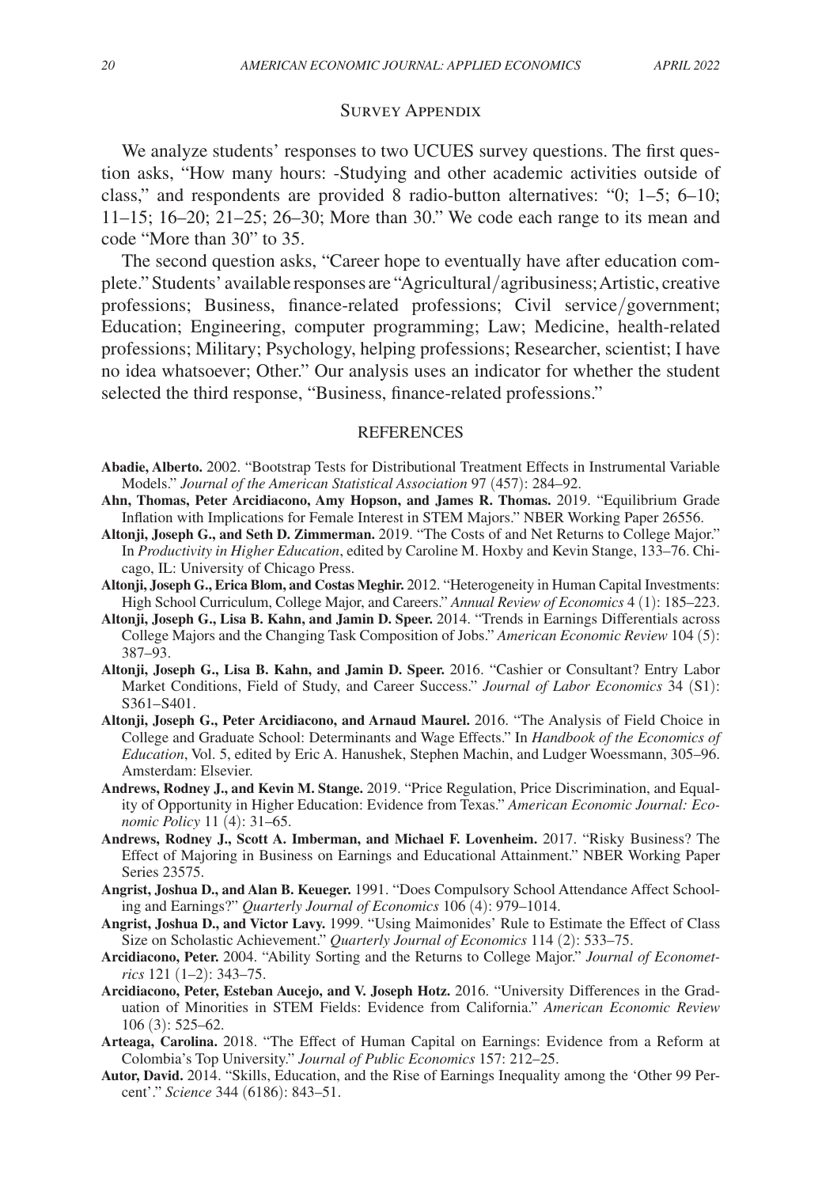## Survey Appendix

We analyze students' responses to two UCUES survey questions. The first question asks, "How many hours: -Studying and other academic activities outside of class," and respondents are provided 8 radio-button alternatives: "0; 1–5; 6–10; 11–15; 16–20; 21–25; 26–30; More than 30." We code each range to its mean and code "More than 30" to 35.

The second question asks, "Career hope to eventually have after education complete." Students' available responses are "Agricultural/agribusiness; Artistic, creative professions; Business, finance-related professions; Civil service/government; Education; Engineering, computer programming; Law; Medicine, health-related professions; Military; Psychology, helping professions; Researcher, scientist; I have no idea whatsoever; Other." Our analysis uses an indicator for whether the student selected the third response, "Business, finance-related professions."

## References

**Abadie, Alberto.** 2002. "Bootstrap Tests for Distributional Treatment Effects in Instrumental Variable Models." *Journal of the American Statistical Association* 97 (457): 284–92.

**Ahn, Thomas, Peter Arcidiacono, Amy Hopson, and James R. Thomas.** 2019. "Equilibrium Grade Inflation with Implications for Female Interest in STEM Majors." NBER Working Paper 26556.

**Altonji, Joseph G., and Seth D. Zimmerman.** 2019. "The Costs of and Net Returns to College Major." In *Productivity in Higher Education*, edited by Caroline M. Hoxby and Kevin Stange, 133–76. Chicago, IL: University of Chicago Press.

**Altonji, Joseph G., Erica Blom, and Costas Meghir.** 2012. "Heterogeneity in Human Capital Investments: High School Curriculum, College Major, and Careers." *Annual Review of Economics* 4 (1): 185–223.

**Altonji, Joseph G., Lisa B. Kahn, and Jamin D. Speer.** 2014. "Trends in Earnings Differentials across College Majors and the Changing Task Composition of Jobs." *American Economic Review* 104 (5): 387–93.

**Altonji, Joseph G., Lisa B. Kahn, and Jamin D. Speer.** 2016. "Cashier or Consultant? Entry Labor Market Conditions, Field of Study, and Career Success." *Journal of Labor Economics* 34 (S1): S361–S401.

**Altonji, Joseph G., Peter Arcidiacono, and Arnaud Maurel.** 2016. "The Analysis of Field Choice in College and Graduate School: Determinants and Wage Effects." In *Handbook of the Economics of Education*, Vol. 5, edited by Eric A. Hanushek, Stephen Machin, and Ludger Woessmann, 305–96. Amsterdam: Elsevier.

**Andrews, Rodney J., and Kevin M. Stange.** 2019. "Price Regulation, Price Discrimination, and Equality of Opportunity in Higher Education: Evidence from Texas." *American Economic Journal: Economic Policy* 11 (4): 31–65.

**Andrews, Rodney J., Scott A. Imberman, and Michael F. Lovenheim.** 2017. "Risky Business? The Effect of Majoring in Business on Earnings and Educational Attainment." NBER Working Paper Series 23575.

**Angrist, Joshua D., and Alan B. Keueger.** 1991. "Does Compulsory School Attendance Affect Schooling and Earnings?" *Quarterly Journal of Economics* 106 (4): 979–1014.

**Angrist, Joshua D., and Victor Lavy.** 1999. "Using Maimonides' Rule to Estimate the Effect of Class Size on Scholastic Achievement." *Quarterly Journal of Economics* 114 (2): 533–75.

**Arcidiacono, Peter.** 2004. "Ability Sorting and the Returns to College Major." *Journal of Econometrics* 121 (1–2): 343–75.

**Arcidiacono, Peter, Esteban Aucejo, and V. Joseph Hotz.** 2016. "University Differences in the Graduation of Minorities in STEM Fields: Evidence from California." *American Economic Review* 106 (3): 525–62.

**Arteaga, Carolina.** 2018. "The Effect of Human Capital on Earnings: Evidence from a Reform at Colombia's Top University." *Journal of Public Economics* 157: 212–25.

**Autor, David.** 2014. "Skills, Education, and the Rise of Earnings Inequality among the 'Other 99 Percent'." *Science* 344 (6186): 843–51.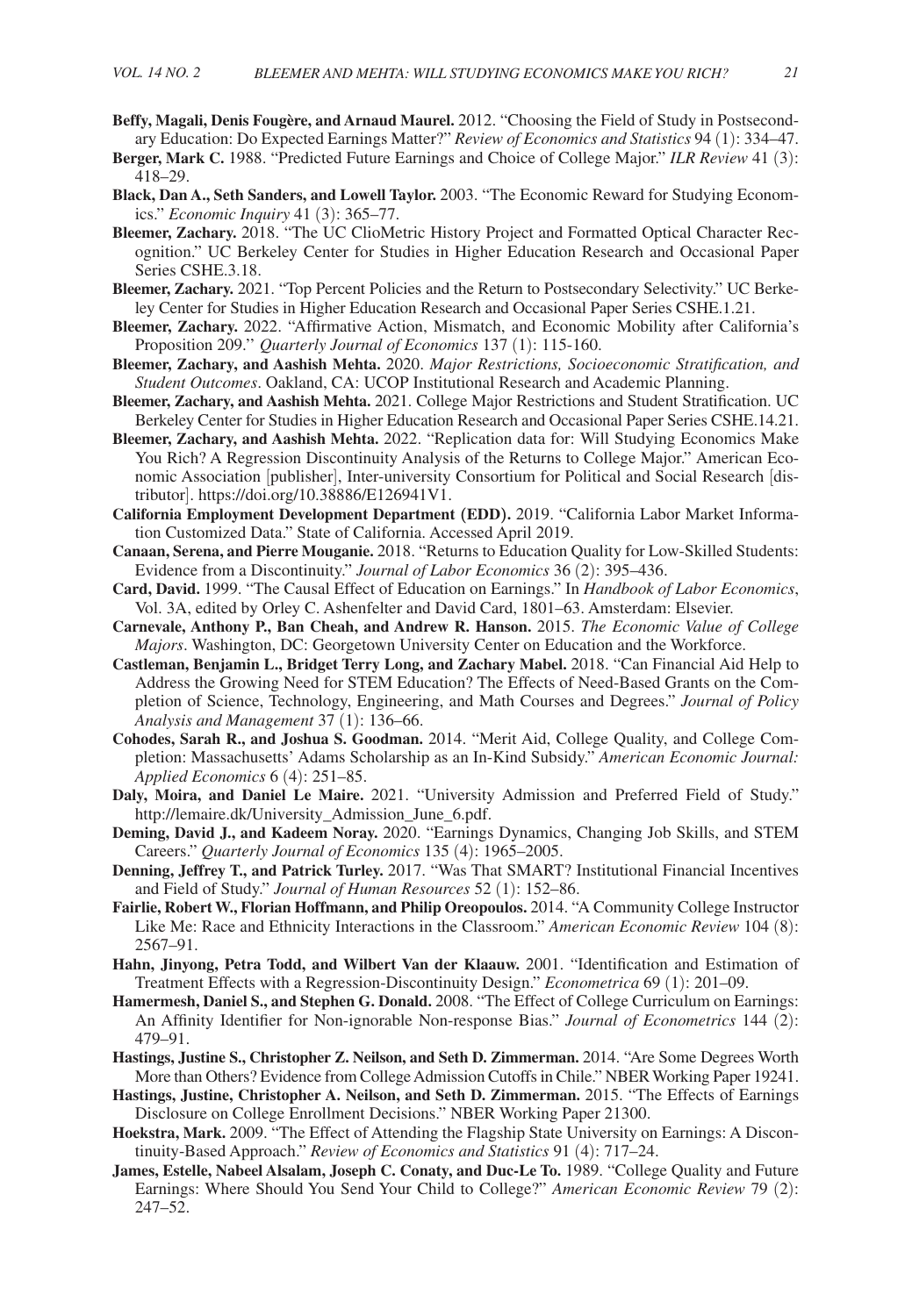**Beffy, Magali, Denis Fougère, and Arnaud Maurel.** 2012. "Choosing the Field of Study in Postsecondary Education: Do Expected Earnings Matter?" *Review of Economics and Statistics* 94 (1): 334–47.

**Berger, Mark C.** 1988. "Predicted Future Earnings and Choice of College Major." *ILR Review* 41 (3): 418–29.

**Black, Dan A., Seth Sanders, and Lowell Taylor.** 2003. "The Economic Reward for Studying Economics." *Economic Inquiry* 41 (3): 365–77.

**Bleemer, Zachary.** 2018. "The UC ClioMetric History Project and Formatted Optical Character Recognition." UC Berkeley Center for Studies in Higher Education Research and Occasional Paper Series CSHE.3.18.

**Bleemer, Zachary.** 2021. "Top Percent Policies and the Return to Postsecondary Selectivity." UC Berkeley Center for Studies in Higher Education Research and Occasional Paper Series CSHE.1.21.

**Bleemer, Zachary.** 2022. "Affirmative Action, Mismatch, and Economic Mobility after California's Proposition 209." *Quarterly Journal of Economics* 137 (1): 115-160.

**Bleemer, Zachary, and Aashish Mehta.** 2020. *Major Restrictions, Socioeconomic Stratification, and Student Outcomes*. Oakland, CA: UCOP Institutional Research and Academic Planning.

**Bleemer, Zachary, and Aashish Mehta.** 2021. College Major Restrictions and Student Stratification. UC Berkeley Center for Studies in Higher Education Research and Occasional Paper Series CSHE.14.21.

**Bleemer, Zachary, and Aashish Mehta.** 2022. "Replication data for: Will Studying Economics Make You Rich? A Regression Discontinuity Analysis of the Returns to College Major." American Economic Association [publisher], Inter-university Consortium for Political and Social Research [distributor]. https://doi.org/10.38886/E126941V1.

**California Employment Development Department (EDD).** 2019. "California Labor Market Information Customized Data." State of California. Accessed April 2019.

**Canaan, Serena, and Pierre Mouganie.** 2018. "Returns to Education Quality for Low-Skilled Students: Evidence from a Discontinuity." *Journal of Labor Economics* 36 (2): 395–436.

**Card, David.** 1999. "The Causal Effect of Education on Earnings." In *Handbook of Labor Economics*, Vol. 3A, edited by Orley C. Ashenfelter and David Card, 1801–63. Amsterdam: Elsevier.

**Carnevale, Anthony P., Ban Cheah, and Andrew R. Hanson.** 2015. *The Economic Value of College Majors*. Washington, DC: Georgetown University Center on Education and the Workforce.

**Castleman, Benjamin L., Bridget Terry Long, and Zachary Mabel.** 2018. "Can Financial Aid Help to Address the Growing Need for STEM Education? The Effects of Need-Based Grants on the Completion of Science, Technology, Engineering, and Math Courses and Degrees." *Journal of Policy Analysis and Management* 37 (1): 136–66.

**Cohodes, Sarah R., and Joshua S. Goodman.** 2014. "Merit Aid, College Quality, and College Completion: Massachusetts' Adams Scholarship as an In-Kind Subsidy." *American Economic Journal: Applied Economics* 6 (4): 251–85.

**Daly, Moira, and Daniel Le Maire.** 2021. "University Admission and Preferred Field of Study." http://lemaire.dk/University_Admission_June_6.pdf.

**Deming, David J., and Kadeem Noray.** 2020. "Earnings Dynamics, Changing Job Skills, and STEM Careers." *Quarterly Journal of Economics* 135 (4): 1965–2005.

**Denning, Jeffrey T., and Patrick Turley.** 2017. "Was That SMART? Institutional Financial Incentives and Field of Study." *Journal of Human Resources* 52 (1): 152–86.

**Fairlie, Robert W., Florian Hoffmann, and Philip Oreopoulos.** 2014. "A Community College Instructor Like Me: Race and Ethnicity Interactions in the Classroom." *American Economic Review* 104 (8): 2567–91.

**Hahn, Jinyong, Petra Todd, and Wilbert Van der Klaauw.** 2001. "Identification and Estimation of Treatment Effects with a Regression-Discontinuity Design." *Econometrica* 69 (1): 201–09.

**Hamermesh, Daniel S., and Stephen G. Donald.** 2008. "The Effect of College Curriculum on Earnings: An Affinity Identifier for Non-ignorable Non-response Bias." *Journal of Econometrics* 144 (2): 479–91.

**Hastings, Justine S., Christopher Z. Neilson, and Seth D. Zimmerman.** 2014. "Are Some Degrees Worth More than Others? Evidence from College Admission Cutoffs in Chile." NBER Working Paper 19241.

**Hastings, Justine, Christopher A. Neilson, and Seth D. Zimmerman.** 2015. "The Effects of Earnings Disclosure on College Enrollment Decisions." NBER Working Paper 21300.

**Hoekstra, Mark.** 2009. "The Effect of Attending the Flagship State University on Earnings: A Discontinuity-Based Approach." *Review of Economics and Statistics* 91 (4): 717–24.

**James, Estelle, Nabeel Alsalam, Joseph C. Conaty, and Duc-Le To.** 1989. "College Quality and Future Earnings: Where Should You Send Your Child to College?" *American Economic Review* 79 (2): 247–52.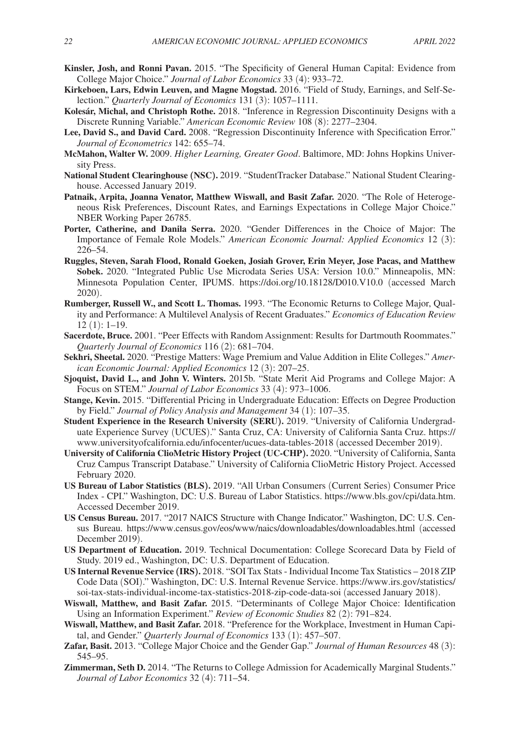**Kinsler, Josh, and Ronni Pavan.** 2015. "The Specificity of General Human Capital: Evidence from College Major Choice." *Journal of Labor Economics* 33 (4): 933–72.

**Kirkeboen, Lars, Edwin Leuven, and Magne Mogstad.** 2016. "Field of Study, Earnings, and Self-Selection." *Quarterly Journal of Economics* 131 (3): 1057–1111.

**Kolesár, Michal, and Christoph Rothe.** 2018. "Inference in Regression Discontinuity Designs with a Discrete Running Variable." *American Economic Review* 108 (8): 2277–2304.

**Lee, David S., and David Card.** 2008. "Regression Discontinuity Inference with Specification Error." *Journal of Econometrics* 142: 655–74.

**McMahon, Walter W.** 2009. *Higher Learning, Greater Good*. Baltimore, MD: Johns Hopkins University Press.

**National Student Clearinghouse (NSC).** 2019. "StudentTracker Database." National Student Clearinghouse. Accessed January 2019.

**Patnaik, Arpita, Joanna Venator, Matthew Wiswall, and Basit Zafar.** 2020. "The Role of Heterogeneous Risk Preferences, Discount Rates, and Earnings Expectations in College Major Choice." NBER Working Paper 26785.

**Porter, Catherine, and Danila Serra.** 2020. "Gender Differences in the Choice of Major: The Importance of Female Role Models." *American Economic Journal: Applied Economics* 12 (3): 226–54.

**Ruggles, Steven, Sarah Flood, Ronald Goeken, Josiah Grover, Erin Meyer, Jose Pacas, and Matthew Sobek.** 2020. "Integrated Public Use Microdata Series USA: Version 10.0." Minneapolis, MN: Minnesota Population Center, IPUMS. https://doi.org/10.18128/D010.V10.0 (accessed March 2020).

**Rumberger, Russell W., and Scott L. Thomas.** 1993. "The Economic Returns to College Major, Quality and Performance: A Multilevel Analysis of Recent Graduates." *Economics of Education Review* 12 (1): 1–19.

**Sacerdote, Bruce.** 2001. "Peer Effects with Random Assignment: Results for Dartmouth Roommates." *Quarterly Journal of Economics* 116 (2): 681–704.

**Sekhri, Sheetal.** 2020. "Prestige Matters: Wage Premium and Value Addition in Elite Colleges." *American Economic Journal: Applied Economics* 12 (3): 207–25.

**Sjoquist, David L., and John V. Winters.** 2015b. "State Merit Aid Programs and College Major: A Focus on STEM." *Journal of Labor Economics* 33 (4): 973–1006.

**Stange, Kevin.** 2015. "Differential Pricing in Undergraduate Education: Effects on Degree Production by Field." *Journal of Policy Analysis and Management* 34 (1): 107–35.

**Student Experience in the Research University (SERU).** 2019. "University of California Undergraduate Experience Survey (UCUES)." Santa Cruz, CA: University of California Santa Cruz. https://www.universityofcalifornia.edu/infocenter/ucues-data-tables-2018 (accessed December 2019).

**University of California ClioMetric History Project (UC-CHP).** 2020. "University of California, Santa Cruz Campus Transcript Database." University of California ClioMetric History Project. Accessed February 2020.

**US Bureau of Labor Statistics (BLS).** 2019. "All Urban Consumers (Current Series) Consumer Price Index - CPI." Washington, DC: U.S. Bureau of Labor Statistics. https://www.bls.gov/cpi/data.htm. Accessed December 2019.

**US Census Bureau.** 2017. "2017 NAICS Structure with Change Indicator." Washington, DC: U.S. Census Bureau. https://www.census.gov/eos/www/naics/downloadables/downloadables.html (accessed December 2019).

**US Department of Education.** 2019. Technical Documentation: College Scorecard Data by Field of Study. 2019 ed., Washington, DC: U.S. Department of Education.

**US Internal Revenue Service (IRS).** 2018. "SOI Tax Stats - Individual Income Tax Statistics – 2018 ZIP Code Data (SOI)." Washington, DC: U.S. Internal Revenue Service. https://www.irs.gov/statistics/soi-tax-stats-individual-income-tax-statistics-2018-zip-code-data-soi (accessed January 2018).

**Wiswall, Matthew, and Basit Zafar.** 2015. "Determinants of College Major Choice: Identification Using an Information Experiment." *Review of Economic Studies* 82 (2): 791–824.

**Wiswall, Matthew, and Basit Zafar.** 2018. "Preference for the Workplace, Investment in Human Capital, and Gender." *Quarterly Journal of Economics* 133 (1): 457–507.

**Zafar, Basit.** 2013. "College Major Choice and the Gender Gap." *Journal of Human Resources* 48 (3): 545–95.

**Zimmerman, Seth D.** 2014. "The Returns to College Admission for Academically Marginal Students." *Journal of Labor Economics* 32 (4): 711–54.